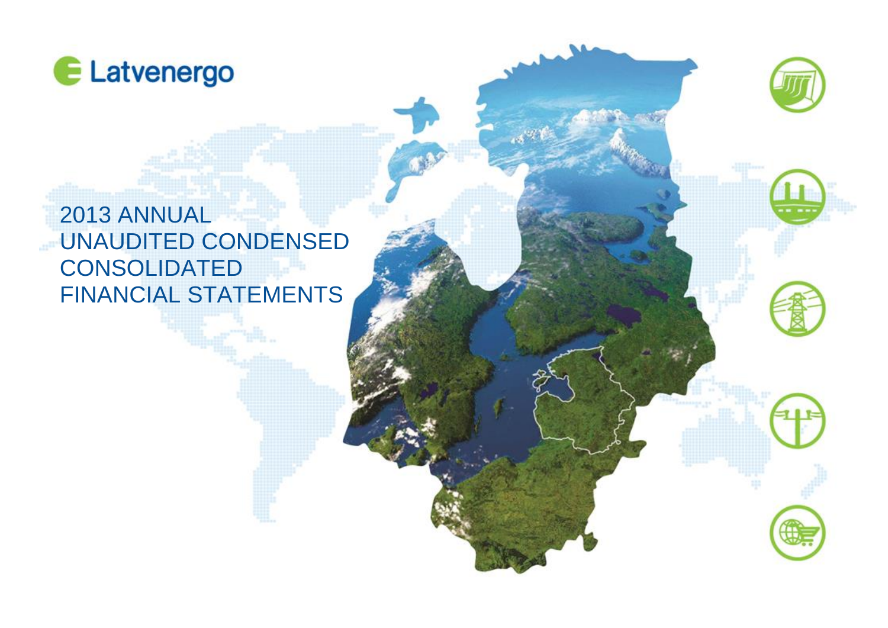Latvenergo

# 2013 ANNUAL UNAUDITED CONDENSED CONSOLIDATED FINANCIAL STATEMENTS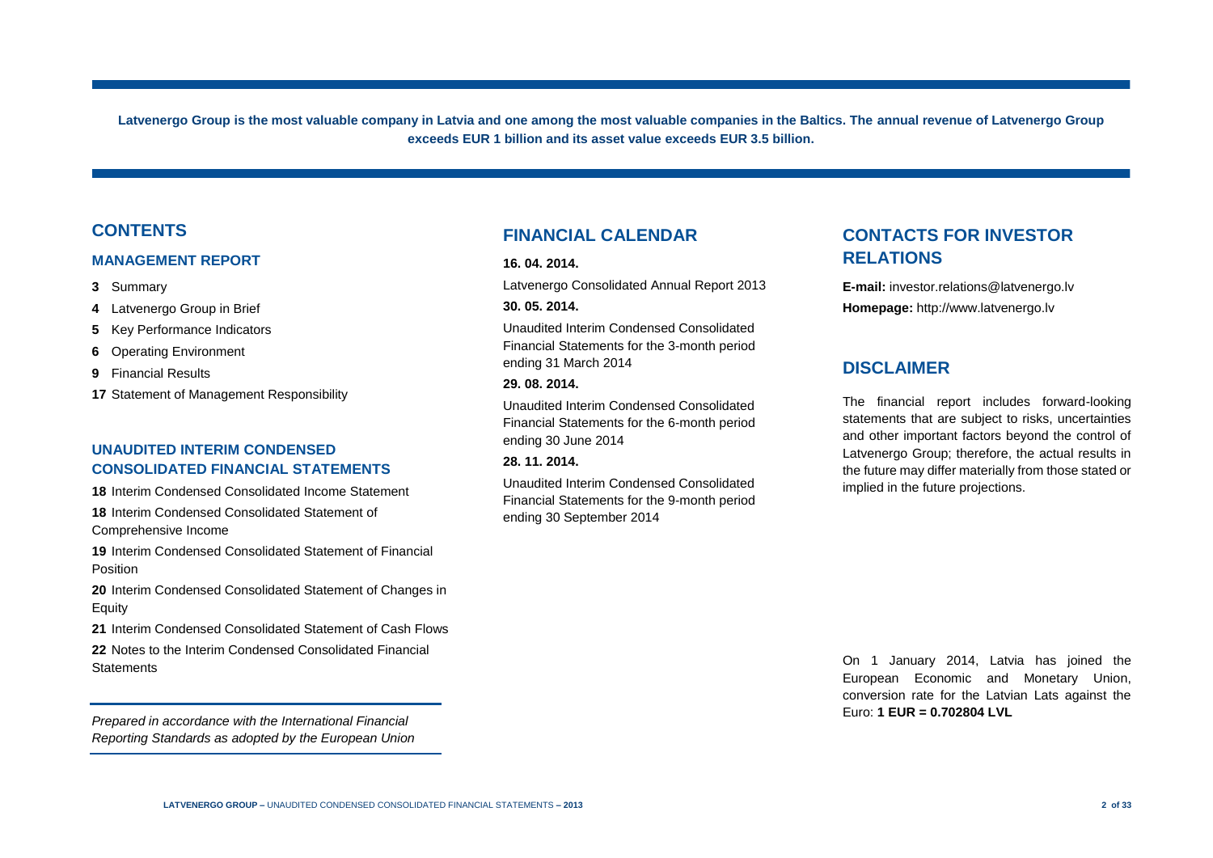**Latvenergo Group is the most valuable company in Latvia and one among the most valuable companies in the Baltics. The annual revenue of Latvenergo Group exceeds EUR 1 billion and its asset value exceeds EUR 3.5 billion.**

## CONTENTS

### MANAGEMENT REPORT

**3** Summary

**4** Latvenergo Group in Brief

**5** Key Performance Indicators

**6** Operating Environment

**9** Financial Results

**17** Statement of Management Responsibility

### UNAUDITED INTERIM CONDENSED CONSOLIDATED FINANCIAL STATEMENTS

**18** Interim Condensed Consolidated Income Statement

**18** Interim Condensed Consolidated Statement of Comprehensive Income

**19** Interim Condensed Consolidated Statement of Financial Position

**20** Interim Condensed Consolidated Statement of Changes in Equity

**21** Interim Condensed Consolidated Statement of Cash Flows

**22** Notes to the Interim Condensed Consolidated Financial Statements

*Prepared in accordance with the International Financial Reporting Standards as adopted by the European Union*

## FINANCIAL CALENDAR

**16. 04. 2014.**

Latvenergo Consolidated Annual Report 2013

**30. 05. 2014.**

Unaudited Interim Condensed Consolidated Financial Statements for the 3-month period ending 31 March 2014

**29. 08. 2014.**

Unaudited Interim Condensed Consolidated Financial Statements for the 6-month period ending 30 June 2014

**28. 11. 2014.**

Unaudited Interim Condensed Consolidated Financial Statements for the 9-month period ending 30 September 2014

## CONTACTS FOR INVESTOR RELATIONS

**E-mail:** investor.relations@latvenergo.lv

**Homepage:** http://www.latvenergo.lv

## DISCLAIMER

The financial report includes forward-looking statements that are subject to risks, uncertainties and other important factors beyond the control of Latvenergo Group; therefore, the actual results in the future may differ materially from those stated or implied in the future projections.

On 1 January 2014, Latvia has joined the European Economic and Monetary Union, conversion rate for the Latvian Lats against the Euro: **1 EUR = 0.702804 LVL**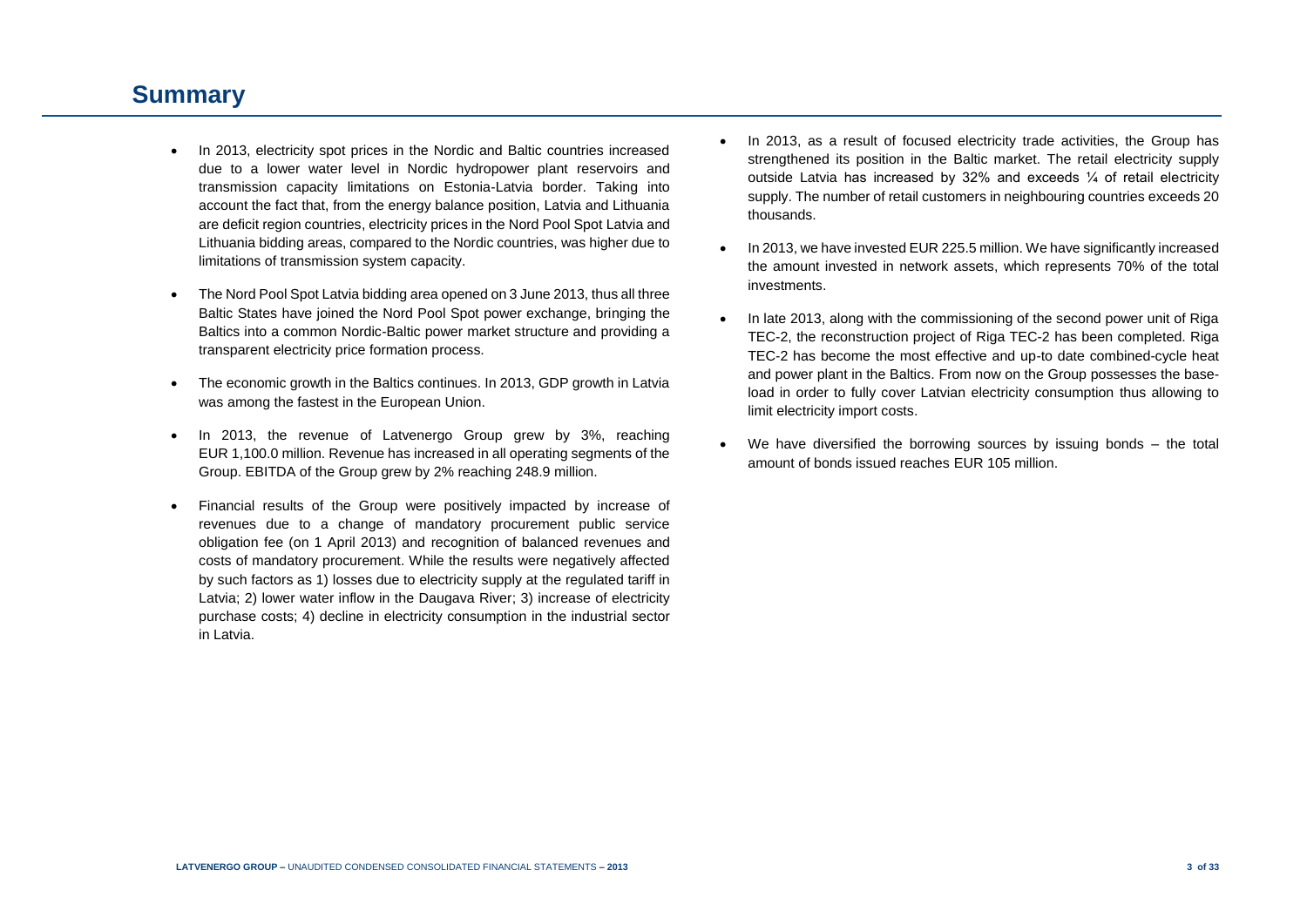# Summary

- In 2013, electricity spot prices in the Nordic and Baltic countries increased due to a lower water level in Nordic hydropower plant reservoirs and transmission capacity limitations on Estonia-Latvia border. Taking into account the fact that, from the energy balance position, Latvia and Lithuania are deficit region countries, electricity prices in the Nord Pool Spot Latvia and Lithuania bidding areas, compared to the Nordic countries, was higher due to limitations of transmission system capacity.
- The Nord Pool Spot Latvia bidding area opened on 3 June 2013, thus all three Baltic States have joined the Nord Pool Spot power exchange, bringing the Baltics into a common Nordic-Baltic power market structure and providing a transparent electricity price formation process.
- The economic growth in the Baltics continues. In 2013, GDP growth in Latvia was among the fastest in the European Union.
- In 2013, the revenue of Latvenergo Group grew by 3%, reaching EUR 1,100.0 million. Revenue has increased in all operating segments of the Group. EBITDA of the Group grew by 2% reaching 248.9 million.
- Financial results of the Group were positively impacted by increase of revenues due to a change of mandatory procurement public service obligation fee (on 1 April 2013) and recognition of balanced revenues and costs of mandatory procurement. While the results were negatively affected by such factors as 1) losses due to electricity supply at the regulated tariff in Latvia; 2) lower water inflow in the Daugava River; 3) increase of electricity purchase costs; 4) decline in electricity consumption in the industrial sector in Latvia.
- In 2013, as a result of focused electricity trade activities, the Group has strengthened its position in the Baltic market. The retail electricity supply outside Latvia has increased by 32% and exceeds ¼ of retail electricity supply. The number of retail customers in neighbouring countries exceeds 20 thousands.
- In 2013, we have invested EUR 225.5 million. We have significantly increased the amount invested in network assets, which represents 70% of the total investments.
- In late 2013, along with the commissioning of the second power unit of Riga TEC-2, the reconstruction project of Riga TEC-2 has been completed. Riga TEC-2 has become the most effective and up-to date combined-cycle heat and power plant in the Baltics. From now on the Group possesses the base-load in order to fully cover Latvian electricity consumption thus allowing to limit electricity import costs.
- We have diversified the borrowing sources by issuing bonds – the total amount of bonds issued reaches EUR 105 million.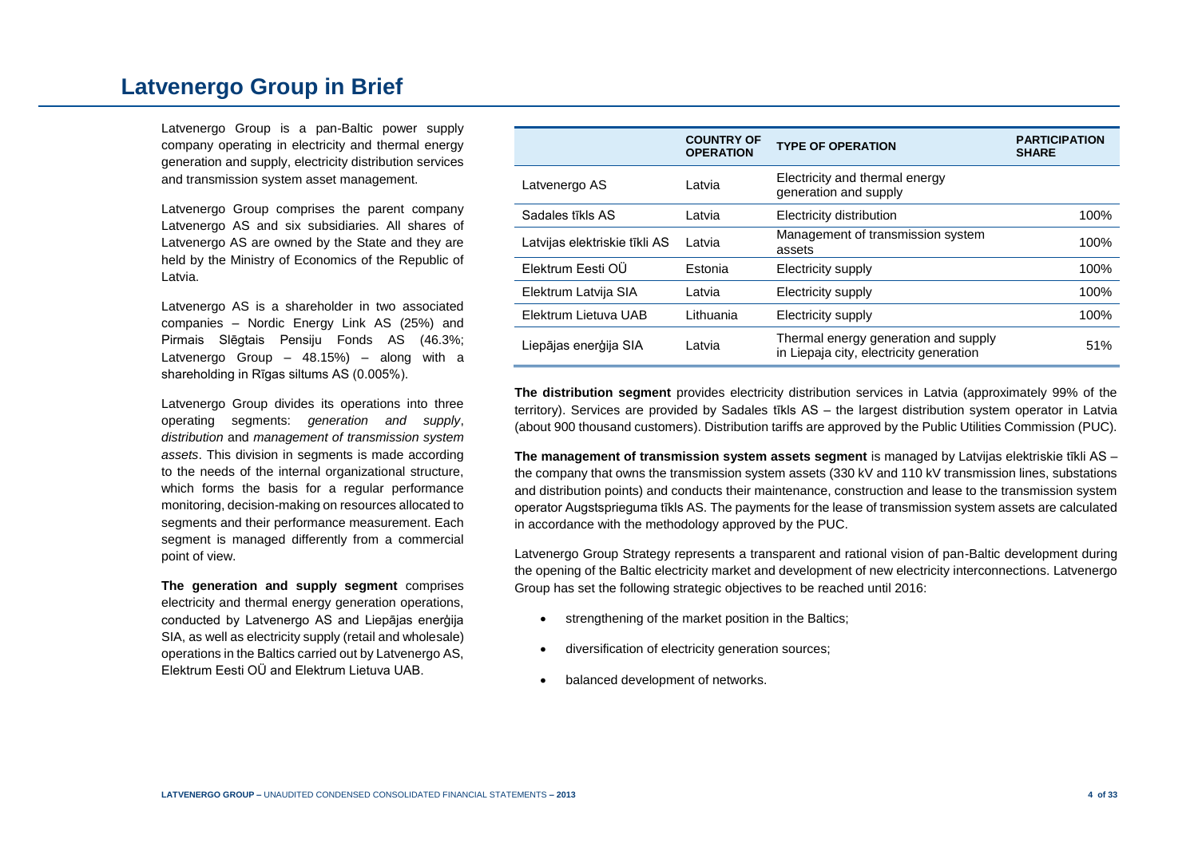# Latvenergo Group in Brief

Latvenergo Group is a pan-Baltic power supply company operating in electricity and thermal energy generation and supply, electricity distribution services and transmission system asset management.

Latvenergo Group comprises the parent company Latvenergo AS and six subsidiaries. All shares of Latvenergo AS are owned by the State and they are held by the Ministry of Economics of the Republic of Latvia.

Latvenergo AS is a shareholder in two associated companies – Nordic Energy Link AS (25%) and Pirmais Slēgtais Pensiju Fonds AS (46.3%; Latvenergo Group – 48.15%) – along with a shareholding in Rīgas siltums AS (0.005%).

Latvenergo Group divides its operations into three operating segments: *generation and supply*, *distribution* and *management of transmission system assets*. This division in segments is made according to the needs of the internal organizational structure, which forms the basis for a regular performance monitoring, decision-making on resources allocated to segments and their performance measurement. Each segment is managed differently from a commercial point of view.

**The generation and supply segment** comprises electricity and thermal energy generation operations, conducted by Latvenergo AS and Liepājas enerģija SIA, as well as electricity supply (retail and wholesale) operations in the Baltics carried out by Latvenergo AS, Elektrum Eesti OÜ and Elektrum Lietuva UAB.

| | COUNTRY OF OPERATION | TYPE OF OPERATION | PARTICIPATION SHARE |
|---|---|---|---|
| Latvenergo AS | Latvia | Electricity and thermal energy generation and supply | |
| Sadales tīkls AS | Latvia | Electricity distribution | 100% |
| Latvijas elektriskie tīkli AS | Latvia | Management of transmission system assets | 100% |
| Elektrum Eesti OÜ | Estonia | Electricity supply | 100% |
| Elektrum Latvija SIA | Latvia | Electricity supply | 100% |
| Elektrum Lietuva UAB | Lithuania | Electricity supply | 100% |
| Liepājas enerģija SIA | Latvia | Thermal energy generation and supply in Liepaja city, electricity generation | 51% |

**The distribution segment** provides electricity distribution services in Latvia (approximately 99% of the territory). Services are provided by Sadales tīkls AS – the largest distribution system operator in Latvia (about 900 thousand customers). Distribution tariffs are approved by the Public Utilities Commission (PUC).

**The management of transmission system assets segment** is managed by Latvijas elektriskie tīkli AS – the company that owns the transmission system assets (330 kV and 110 kV transmission lines, substations and distribution points) and conducts their maintenance, construction and lease to the transmission system operator Augstsprieguma tīkls AS. The payments for the lease of transmission system assets are calculated in accordance with the methodology approved by the PUC.

Latvenergo Group Strategy represents a transparent and rational vision of pan-Baltic development during the opening of the Baltic electricity market and development of new electricity interconnections. Latvenergo Group has set the following strategic objectives to be reached until 2016:

- strengthening of the market position in the Baltics;
- diversification of electricity generation sources;
- balanced development of networks.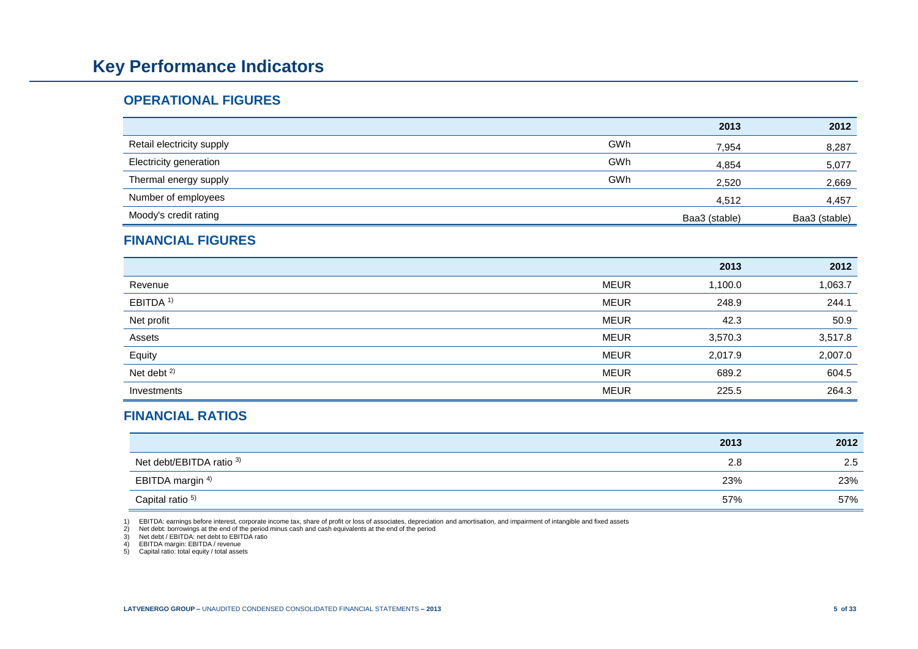# Key Performance Indicators

## OPERATIONAL FIGURES

| | | 2013 | 2012 |
|---|---|---|---|
| Retail electricity supply | GWh | 7,954 | 8,287 |
| Electricity generation | GWh | 4,854 | 5,077 |
| Thermal energy supply | GWh | 2,520 | 2,669 |
| Number of employees | | 4,512 | 4,457 |
| Moody's credit rating | | Baa3 (stable) | Baa3 (stable) |

## FINANCIAL FIGURES

| | | 2013 | 2012 |
|---|---|---|---|
| Revenue | MEUR | 1,100.0 | 1,063.7 |
| EBITDA [1] | MEUR | 248.9 | 244.1 |
| Net profit | MEUR | 42.3 | 50.9 |
| Assets | MEUR | 3,570.3 | 3,517.8 |
| Equity | MEUR | 2,017.9 | 2,007.0 |
| Net debt [2] | MEUR | 689.2 | 604.5 |
| Investments | MEUR | 225.5 | 264.3 |

## FINANCIAL RATIOS

| | 2013 | 2012 |
|---|---|---|
| Net debt/EBITDA ratio [3] | 2.8 | 2.5 |
| EBITDA margin [4] | 23% | 23% |
| Capital ratio [5] | 57% | 57% |

1) EBITDA: earnings before interest, corporate income tax, share of profit or loss of associates, depreciation and amortisation, and impairment of intangible and fixed assets
2) Net debt: borrowings at the end of the period minus cash and cash equivalents at the end of the period
3) Net debt / EBITDA: net debt to EBITDA ratio
4) EBITDA margin: EBITDA / revenue
5) Capital ratio: total equity / total assets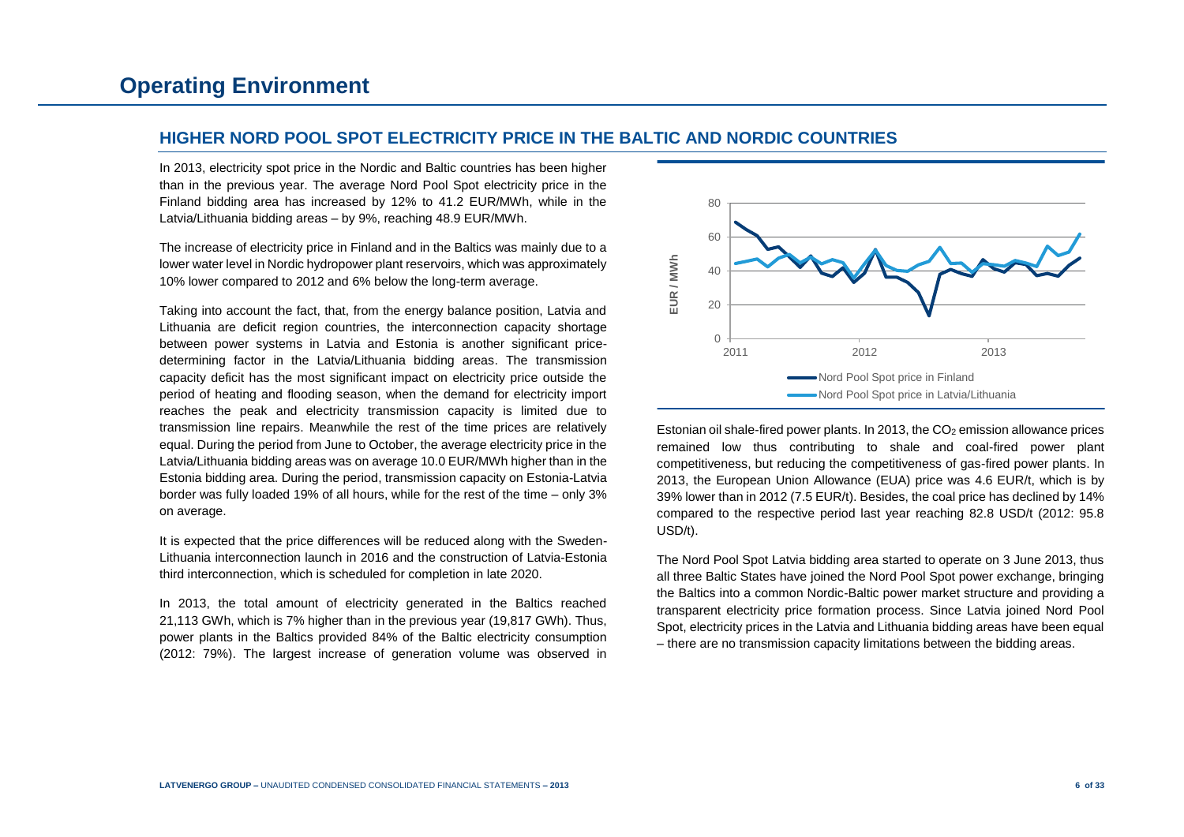# Operating Environment

## HIGHER NORD POOL SPOT ELECTRICITY PRICE IN THE BALTIC AND NORDIC COUNTRIES

In 2013, electricity spot price in the Nordic and Baltic countries has been higher than in the previous year. The average Nord Pool Spot electricity price in the Finland bidding area has increased by 12% to 41.2 EUR/MWh, while in the Latvia/Lithuania bidding areas – by 9%, reaching 48.9 EUR/MWh.

The increase of electricity price in Finland and in the Baltics was mainly due to a lower water level in Nordic hydropower plant reservoirs, which was approximately 10% lower compared to 2012 and 6% below the long-term average.

Taking into account the fact, that, from the energy balance position, Latvia and Lithuania are deficit region countries, the interconnection capacity shortage between power systems in Latvia and Estonia is another significant price-determining factor in the Latvia/Lithuania bidding areas. The transmission capacity deficit has the most significant impact on electricity price outside the period of heating and flooding season, when the demand for electricity import reaches the peak and electricity transmission capacity is limited due to transmission line repairs. Meanwhile the rest of the time prices are relatively equal. During the period from June to October, the average electricity price in the Latvia/Lithuania bidding areas was on average 10.0 EUR/MWh higher than in the Estonia bidding area. During the period, transmission capacity on Estonia-Latvia border was fully loaded 19% of all hours, while for the rest of the time – only 3% on average.

It is expected that the price differences will be reduced along with the Sweden-Lithuania interconnection launch in 2016 and the construction of Latvia-Estonia third interconnection, which is scheduled for completion in late 2020.

In 2013, the total amount of electricity generated in the Baltics reached 21,113 GWh, which is 7% higher than in the previous year (19,817 GWh). Thus, power plants in the Baltics provided 84% of the Baltic electricity consumption (2012: 79%). The largest increase of generation volume was observed in Estonian oil shale-fired power plants. In 2013, the $CO_2$ emission allowance prices remained low thus contributing to shale and coal-fired power plant competitiveness, but reducing the competitiveness of gas-fired power plants. In 2013, the European Union Allowance (EUA) price was 4.6 EUR/t, which is by 39% lower than in 2012 (7.5 EUR/t). Besides, the coal price has declined by 14% compared to the respective period last year reaching 82.8 USD/t (2012: 95.8 USD/t).

The Nord Pool Spot Latvia bidding area started to operate on 3 June 2013, thus all three Baltic States have joined the Nord Pool Spot power exchange, bringing the Baltics into a common Nordic-Baltic power market structure and providing a transparent electricity price formation process. Since Latvia joined Nord Pool Spot, electricity prices in the Latvia and Lithuania bidding areas have been equal – there are no transmission capacity limitations between the bidding areas.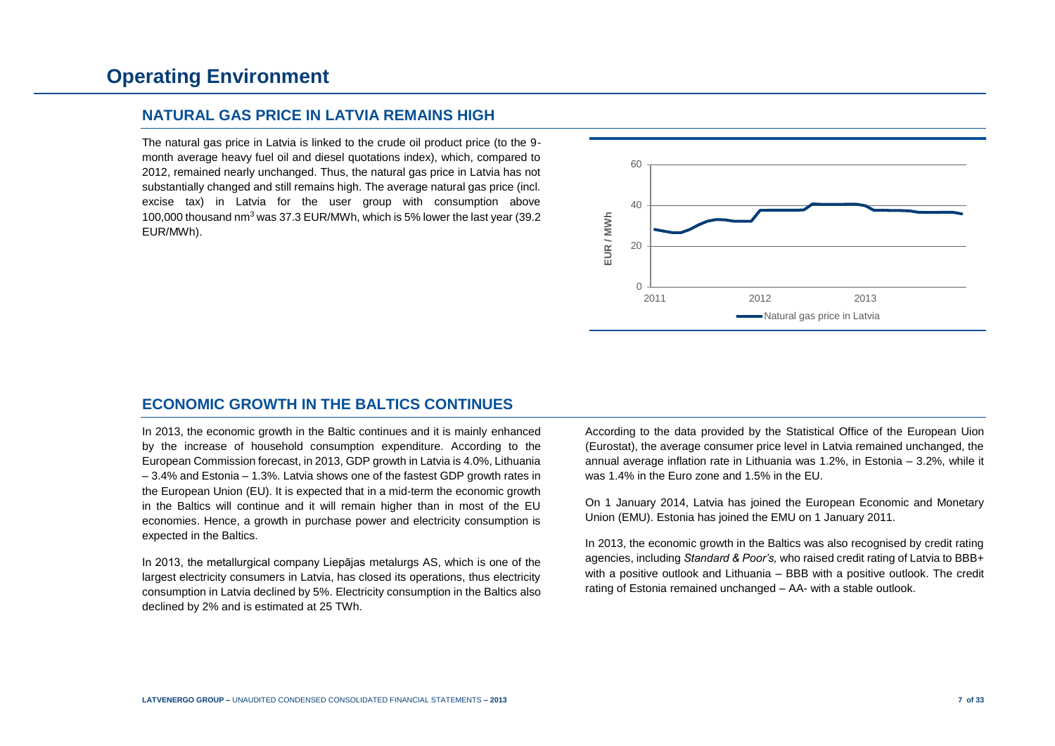# Operating Environment

## NATURAL GAS PRICE IN LATVIA REMAINS HIGH

The natural gas price in Latvia is linked to the crude oil product price (to the 9-month average heavy fuel oil and diesel quotations index), which, compared to 2012, remained nearly unchanged. Thus, the natural gas price in Latvia has not substantially changed and still remains high. The average natural gas price (incl. excise tax) in Latvia for the user group with consumption above 100,000 thousand nm$^3$ was 37.3 EUR/MWh, which is 5% lower the last year (39.2 EUR/MWh).

## ECONOMIC GROWTH IN THE BALTICS CONTINUES

In 2013, the economic growth in the Baltic continues and it is mainly enhanced by the increase of household consumption expenditure. According to the European Commission forecast, in 2013, GDP growth in Latvia is 4.0%, Lithuania – 3.4% and Estonia – 1.3%. Latvia shows one of the fastest GDP growth rates in the European Union (EU). It is expected that in a mid-term the economic growth in the Baltics will continue and it will remain higher than in most of the EU economies. Hence, a growth in purchase power and electricity consumption is expected in the Baltics.

In 2013, the metallurgical company Liepājas metalurgs AS, which is one of the largest electricity consumers in Latvia, has closed its operations, thus electricity consumption in Latvia declined by 5%. Electricity consumption in the Baltics also declined by 2% and is estimated at 25 TWh.

According to the data provided by the Statistical Office of the European Uion (Eurostat), the average consumer price level in Latvia remained unchanged, the annual average inflation rate in Lithuania was 1.2%, in Estonia – 3.2%, while it was 1.4% in the Euro zone and 1.5% in the EU.

On 1 January 2014, Latvia has joined the European Economic and Monetary Union (EMU). Estonia has joined the EMU on 1 January 2011.

In 2013, the economic growth in the Baltics was also recognised by credit rating agencies, including *Standard & Poor's,* who raised credit rating of Latvia to BBB+ with a positive outlook and Lithuania – BBB with a positive outlook. The credit rating of Estonia remained unchanged – AA- with a stable outlook.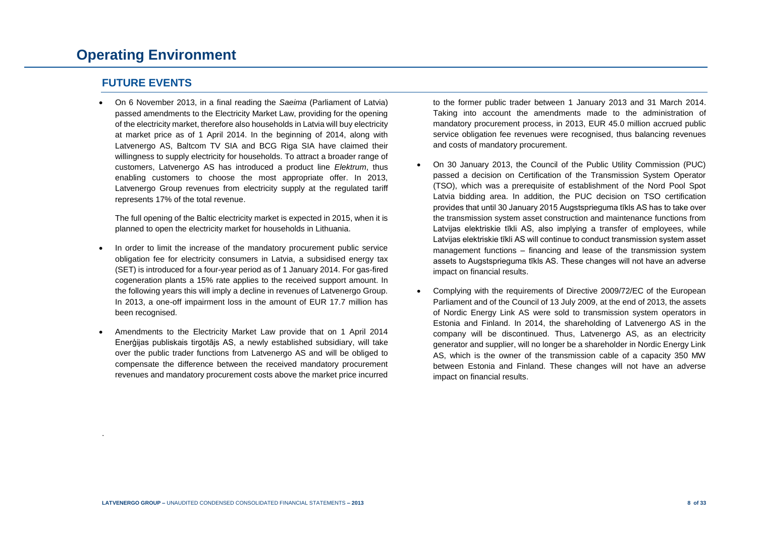# Operating Environment

## FUTURE EVENTS

- On 6 November 2013, in a final reading the *Saeima* (Parliament of Latvia) passed amendments to the Electricity Market Law, providing for the opening of the electricity market, therefore also households in Latvia will buy electricity at market price as of 1 April 2014. In the beginning of 2014, along with Latvenergo AS, Baltcom TV SIA and BCG Riga SIA have claimed their willingness to supply electricity for households. To attract a broader range of customers, Latvenergo AS has introduced a product line *Elektrum*, thus enabling customers to choose the most appropriate offer. In 2013, Latvenergo Group revenues from electricity supply at the regulated tariff represents 17% of the total revenue.

  The full opening of the Baltic electricity market is expected in 2015, when it is planned to open the electricity market for households in Lithuania.

- In order to limit the increase of the mandatory procurement public service obligation fee for electricity consumers in Latvia, a subsidised energy tax (SET) is introduced for a four-year period as of 1 January 2014. For gas-fired cogeneration plants a 15% rate applies to the received support amount. In the following years this will imply a decline in revenues of Latvenergo Group. In 2013, a one-off impairment loss in the amount of EUR 17.7 million has been recognised.

- Amendments to the Electricity Market Law provide that on 1 April 2014 Enerģijas publiskais tirgotājs AS, a newly established subsidiary, will take over the public trader functions from Latvenergo AS and will be obliged to compensate the difference between the received mandatory procurement revenues and mandatory procurement costs above the market price incurred to the former public trader between 1 January 2013 and 31 March 2014. Taking into account the amendments made to the administration of mandatory procurement process, in 2013, EUR 45.0 million accrued public service obligation fee revenues were recognised, thus balancing revenues and costs of mandatory procurement.

- On 30 January 2013, the Council of the Public Utility Commission (PUC) passed a decision on Certification of the Transmission System Operator (TSO), which was a prerequisite of establishment of the Nord Pool Spot Latvia bidding area. In addition, the PUC decision on TSO certification provides that until 30 January 2015 Augstsprieguma tīkls AS has to take over the transmission system asset construction and maintenance functions from Latvijas elektriskie tīkli AS, also implying a transfer of employees, while Latvijas elektriskie tīkli AS will continue to conduct transmission system asset management functions – financing and lease of the transmission system assets to Augstsprieguma tīkls AS. These changes will not have an adverse impact on financial results.

- Complying with the requirements of Directive 2009/72/EC of the European Parliament and of the Council of 13 July 2009, at the end of 2013, the assets of Nordic Energy Link AS were sold to transmission system operators in Estonia and Finland. In 2014, the shareholding of Latvenergo AS in the company will be discontinued. Thus, Latvenergo AS, as an electricity generator and supplier, will no longer be a shareholder in Nordic Energy Link AS, which is the owner of the transmission cable of a capacity 350 MW between Estonia and Finland. These changes will not have an adverse impact on financial results.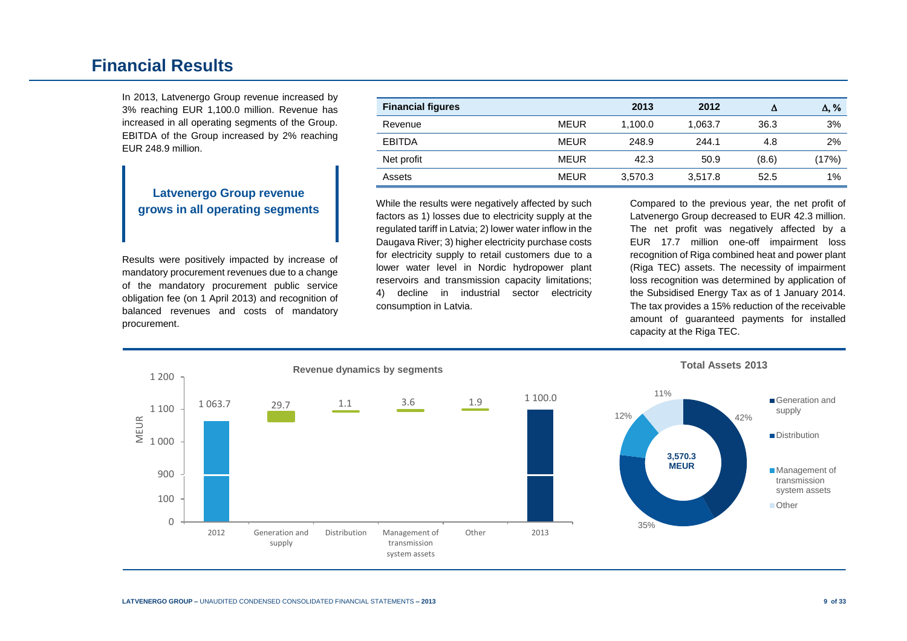# Financial Results

In 2013, Latvenergo Group revenue increased by 3% reaching EUR 1,100.0 million. Revenue has increased in all operating segments of the Group. EBITDA of the Group increased by 2% reaching EUR 248.9 million.

**Latvenergo Group revenue grows in all operating segments**

Results were positively impacted by increase of mandatory procurement revenues due to a change of the mandatory procurement public service obligation fee (on 1 April 2013) and recognition of balanced revenues and costs of mandatory procurement.

| Financial figures | | 2013 | 2012 | Δ | Δ, % |
|---|---|---|---|---|---|
| Revenue | MEUR | 1,100.0 | 1,063.7 | 36.3 | 3% |
| EBITDA | MEUR | 248.9 | 244.1 | 4.8 | 2% |
| Net profit | MEUR | 42.3 | 50.9 | (8.6) | (17%) |
| Assets | MEUR | 3,570.3 | 3,517.8 | 52.5 | 1% |

While the results were negatively affected by such factors as 1) losses due to electricity supply at the regulated tariff in Latvia; 2) lower water inflow in the Daugava River; 3) higher electricity purchase costs for electricity supply to retail customers due to a lower water level in Nordic hydropower plant reservoirs and transmission capacity limitations; 4) decline in industrial sector electricity consumption in Latvia.

Compared to the previous year, the net profit of Latvenergo Group decreased to EUR 42.3 million. The net profit was negatively affected by a EUR 17.7 million one-off impairment loss recognition of Riga combined heat and power plant (Riga TEC) assets. The necessity of impairment loss recognition was determined by application of the Subsidised Energy Tax as of 1 January 2014. The tax provides a 15% reduction of the receivable amount of guaranteed payments for installed capacity at the Riga TEC.

**Revenue dynamics by segments** (MEUR)

| 2012 | Generation and supply | Distribution | Management of transmission system assets | Other | 2013 |
|---|---|---|---|---|---|
| 1 063.7 | 29.7 | 1.1 | 3.6 | 1.9 | 1 100.0 |

**Total Assets 2013**

3,570.3 MEUR

| Segment | Share |
|---|---|
| Generation and supply | 42% |
| Distribution | 35% |
| Management of transmission system assets | 12% |
| Other | 11% |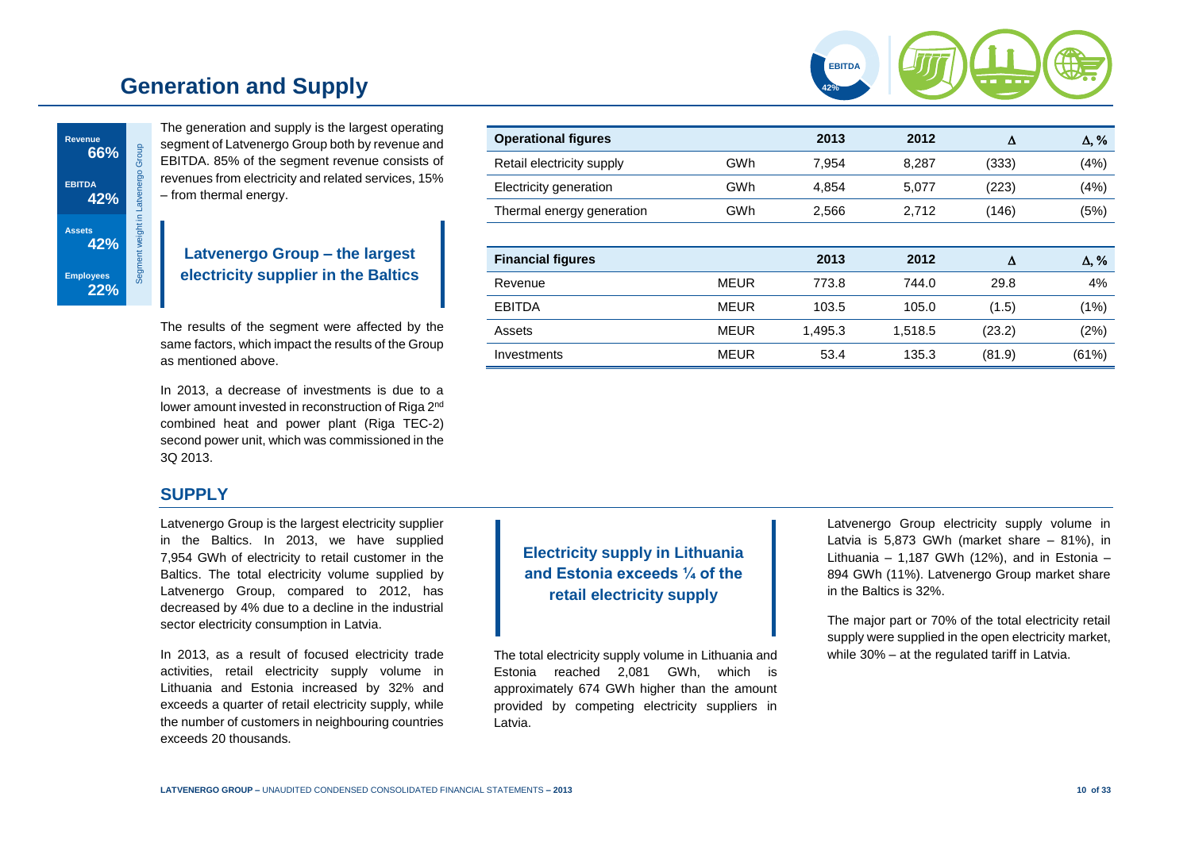# Generation and Supply

Revenue **66%**

EBITDA **42%**

Assets **42%**

Employees **22%**

Segment weight in Latvenergo Group

The generation and supply is the largest operating segment of Latvenergo Group both by revenue and EBITDA. 85% of the segment revenue consists of revenues from electricity and related services, 15% – from thermal energy.

**Latvenergo Group – the largest electricity supplier in the Baltics**

The results of the segment were affected by the same factors, which impact the results of the Group as mentioned above.

In 2013, a decrease of investments is due to a lower amount invested in reconstruction of Riga 2nd combined heat and power plant (Riga TEC-2) second power unit, which was commissioned in the 3Q 2013.

| Operational figures | | 2013 | 2012 | Δ | Δ, % |
|---|---|---|---|---|---|
| Retail electricity supply | GWh | 7,954 | 8,287 | (333) | (4%) |
| Electricity generation | GWh | 4,854 | 5,077 | (223) | (4%) |
| Thermal energy generation | GWh | 2,566 | 2,712 | (146) | (5%) |

| Financial figures | | 2013 | 2012 | Δ | Δ, % |
|---|---|---|---|---|---|
| Revenue | MEUR | 773.8 | 744.0 | 29.8 | 4% |
| EBITDA | MEUR | 103.5 | 105.0 | (1.5) | (1%) |
| Assets | MEUR | 1,495.3 | 1,518.5 | (23.2) | (2%) |
| Investments | MEUR | 53.4 | 135.3 | (81.9) | (61%) |

## SUPPLY

Latvenergo Group is the largest electricity supplier in the Baltics. In 2013, we have supplied 7,954 GWh of electricity to retail customer in the Baltics. The total electricity volume supplied by Latvenergo Group, compared to 2012, has decreased by 4% due to a decline in the industrial sector electricity consumption in Latvia.

In 2013, as a result of focused electricity trade activities, retail electricity supply volume in Lithuania and Estonia increased by 32% and exceeds a quarter of retail electricity supply, while the number of customers in neighbouring countries exceeds 20 thousands.

**Electricity supply in Lithuania and Estonia exceeds ¼ of the retail electricity supply**

The total electricity supply volume in Lithuania and Estonia reached 2,081 GWh, which is approximately 674 GWh higher than the amount provided by competing electricity suppliers in Latvia.

Latvenergo Group electricity supply volume in Latvia is 5,873 GWh (market share – 81%), in Lithuania – 1,187 GWh (12%), and in Estonia – 894 GWh (11%). Latvenergo Group market share in the Baltics is 32%.

The major part or 70% of the total electricity retail supply were supplied in the open electricity market, while 30% – at the regulated tariff in Latvia.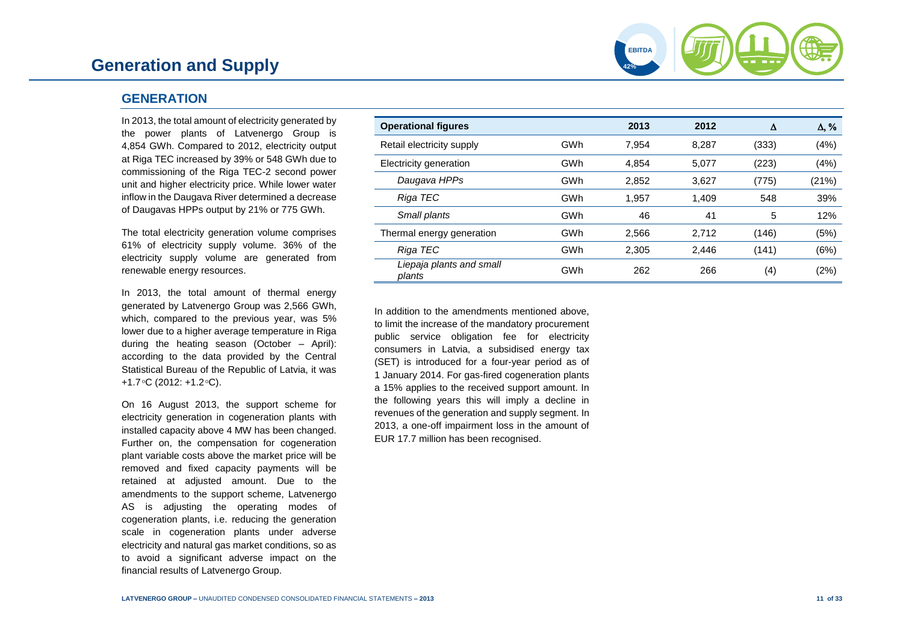# Generation and Supply

## GENERATION

In 2013, the total amount of electricity generated by the power plants of Latvenergo Group is 4,854 GWh. Compared to 2012, electricity output at Riga TEC increased by 39% or 548 GWh due to commissioning of the Riga TEC-2 second power unit and higher electricity price. While lower water inflow in the Daugava River determined a decrease of Daugavas HPPs output by 21% or 775 GWh.

The total electricity generation volume comprises 61% of electricity supply volume. 36% of the electricity supply volume are generated from renewable energy resources.

In 2013, the total amount of thermal energy generated by Latvenergo Group was 2,566 GWh, which, compared to the previous year, was 5% lower due to a higher average temperature in Riga during the heating season (October – April): according to the data provided by the Central Statistical Bureau of the Republic of Latvia, it was +1.7◦C (2012: +1.2◦C).

On 16 August 2013, the support scheme for electricity generation in cogeneration plants with installed capacity above 4 MW has been changed. Further on, the compensation for cogeneration plant variable costs above the market price will be removed and fixed capacity payments will be retained at adjusted amount. Due to the amendments to the support scheme, Latvenergo AS is adjusting the operating modes of cogeneration plants, i.e. reducing the generation scale in cogeneration plants under adverse electricity and natural gas market conditions, so as to avoid a significant adverse impact on the financial results of Latvenergo Group.

| **Operational figures** | | **2013** | **2012** | **Δ** | **Δ, %** |
|---|---|---|---|---|---|
| Retail electricity supply | GWh | 7,954 | 8,287 | (333) | (4%) |
| Electricity generation | GWh | 4,854 | 5,077 | (223) | (4%) |
| *Daugava HPPs* | GWh | 2,852 | 3,627 | (775) | (21%) |
| *Riga TEC* | GWh | 1,957 | 1,409 | 548 | 39% |
| *Small plants* | GWh | 46 | 41 | 5 | 12% |
| Thermal energy generation | GWh | 2,566 | 2,712 | (146) | (5%) |
| *Riga TEC* | GWh | 2,305 | 2,446 | (141) | (6%) |
| *Liepaja plants and small plants* | GWh | 262 | 266 | (4) | (2%) |

In addition to the amendments mentioned above, to limit the increase of the mandatory procurement public service obligation fee for electricity consumers in Latvia, a subsidised energy tax (SET) is introduced for a four-year period as of 1 January 2014. For gas-fired cogeneration plants a 15% applies to the received support amount. In the following years this will imply a decline in revenues of the generation and supply segment. In 2013, a one-off impairment loss in the amount of EUR 17.7 million has been recognised.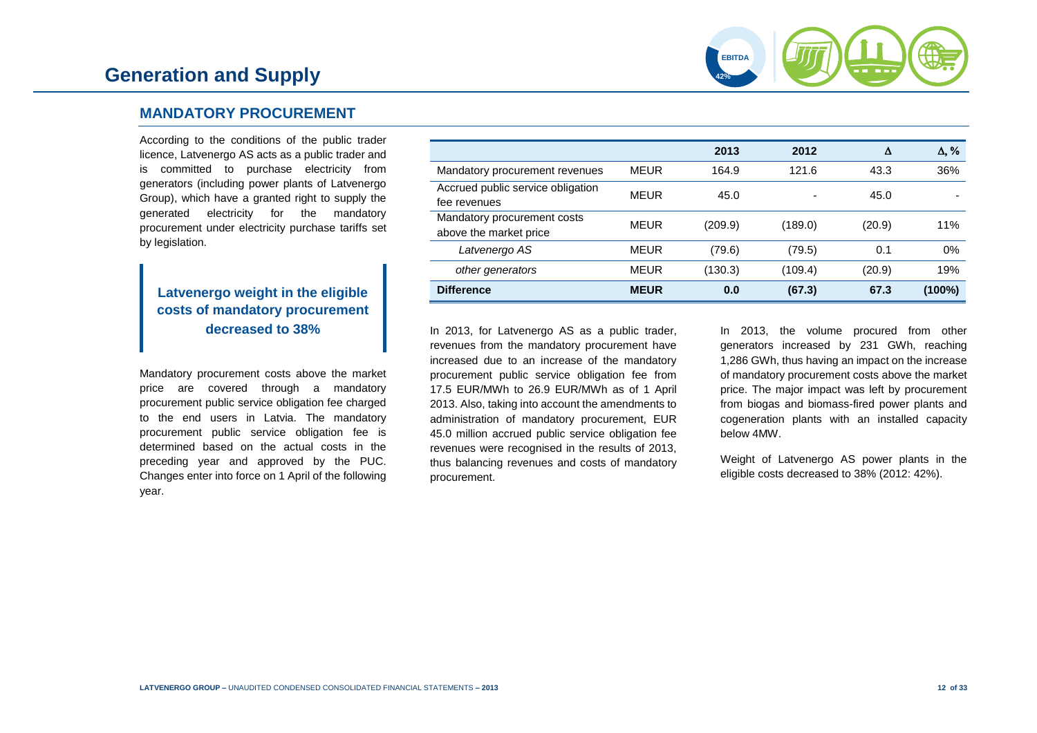# Generation and Supply

## MANDATORY PROCUREMENT

According to the conditions of the public trader licence, Latvenergo AS acts as a public trader and is committed to purchase electricity from generators (including power plants of Latvenergo Group), which have a granted right to supply the generated electricity for the mandatory procurement under electricity purchase tariffs set by legislation.

**Latvenergo weight in the eligible costs of mandatory procurement decreased to 38%**

Mandatory procurement costs above the market price are covered through a mandatory procurement public service obligation fee charged to the end users in Latvia. The mandatory procurement public service obligation fee is determined based on the actual costs in the preceding year and approved by the PUC. Changes enter into force on 1 April of the following year.

| | | 2013 | 2012 | Δ | Δ, % |
|---|---|---|---|---|---|
| Mandatory procurement revenues | MEUR | 164.9 | 121.6 | 43.3 | 36% |
| Accrued public service obligation fee revenues | MEUR | 45.0 | - | 45.0 | - |
| Mandatory procurement costs above the market price | MEUR | (209.9) | (189.0) | (20.9) | 11% |
| *Latvenergo AS* | MEUR | (79.6) | (79.5) | 0.1 | 0% |
| *other generators* | MEUR | (130.3) | (109.4) | (20.9) | 19% |
| **Difference** | **MEUR** | **0.0** | **(67.3)** | **67.3** | **(100%)** |

In 2013, for Latvenergo AS as a public trader, revenues from the mandatory procurement have increased due to an increase of the mandatory procurement public service obligation fee from 17.5 EUR/MWh to 26.9 EUR/MWh as of 1 April 2013. Also, taking into account the amendments to administration of mandatory procurement, EUR 45.0 million accrued public service obligation fee revenues were recognised in the results of 2013, thus balancing revenues and costs of mandatory procurement.

In 2013, the volume procured from other generators increased by 231 GWh, reaching 1,286 GWh, thus having an impact on the increase of mandatory procurement costs above the market price. The major impact was left by procurement from biogas and biomass-fired power plants and cogeneration plants with an installed capacity below 4MW.

Weight of Latvenergo AS power plants in the eligible costs decreased to 38% (2012: 42%).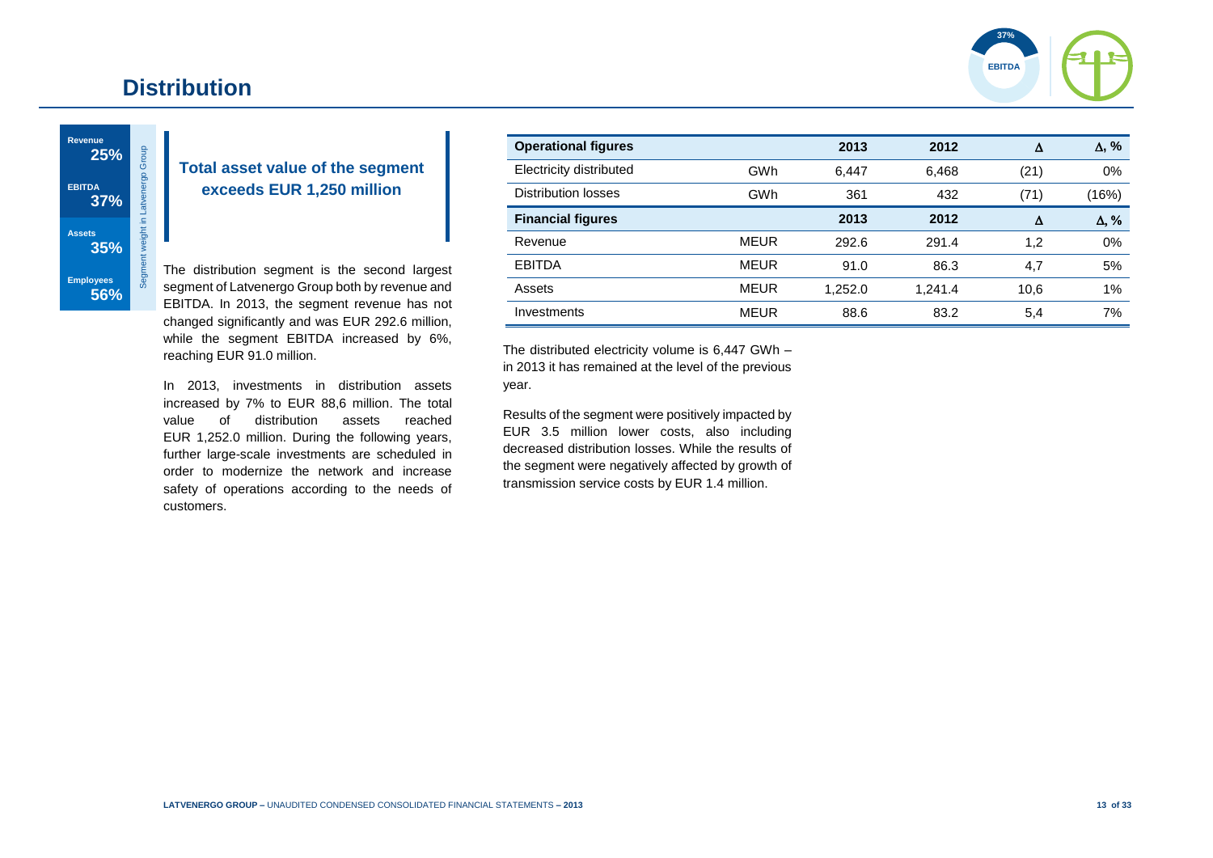# Distribution

| Segment weight in Latvenergo Group | |
|---|---|
| Revenue | 25% |
| EBITDA | 37% |
| Assets | 35% |
| Employees | 56% |

**Total asset value of the segment exceeds EUR 1,250 million**

The distribution segment is the second largest segment of Latvenergo Group both by revenue and EBITDA. In 2013, the segment revenue has not changed significantly and was EUR 292.6 million, while the segment EBITDA increased by 6%, reaching EUR 91.0 million.

In 2013, investments in distribution assets increased by 7% to EUR 88,6 million. The total value of distribution assets reached EUR 1,252.0 million. During the following years, further large-scale investments are scheduled in order to modernize the network and increase safety of operations according to the needs of customers.

| **Operational figures** | | **2013** | **2012** | **Δ** | **Δ, %** |
|---|---|---|---|---|---|
| Electricity distributed | GWh | 6,447 | 6,468 | (21) | 0% |
| Distribution losses | GWh | 361 | 432 | (71) | (16%) |
| **Financial figures** | | **2013** | **2012** | **Δ** | **Δ, %** |
| Revenue | MEUR | 292.6 | 291.4 | 1,2 | 0% |
| EBITDA | MEUR | 91.0 | 86.3 | 4,7 | 5% |
| Assets | MEUR | 1,252.0 | 1,241.4 | 10,6 | 1% |
| Investments | MEUR | 88.6 | 83.2 | 5,4 | 7% |

The distributed electricity volume is 6,447 GWh – in 2013 it has remained at the level of the previous year.

Results of the segment were positively impacted by EUR 3.5 million lower costs, also including decreased distribution losses. While the results of the segment were negatively affected by growth of transmission service costs by EUR 1.4 million.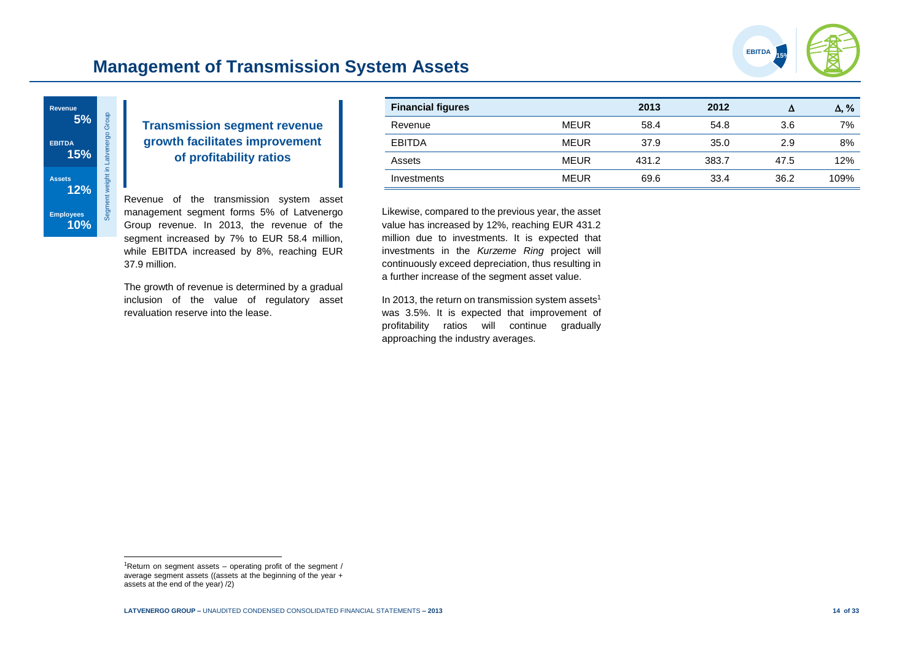# Management of Transmission System Assets

**Revenue** 5%
**EBITDA** 15%
**Assets** 12%
**Employees** 10%

Segment weight in Latvenergo Group

### Transmission segment revenue growth facilitates improvement of profitability ratios

Revenue of the transmission system asset management segment forms 5% of Latvenergo Group revenue. In 2013, the revenue of the segment increased by 7% to EUR 58.4 million, while EBITDA increased by 8%, reaching EUR 37.9 million.

The growth of revenue is determined by a gradual inclusion of the value of regulatory asset revaluation reserve into the lease.

| Financial figures | | 2013 | 2012 | Δ | Δ, % |
|---|---|---|---|---|---|
| Revenue | MEUR | 58.4 | 54.8 | 3.6 | 7% |
| EBITDA | MEUR | 37.9 | 35.0 | 2.9 | 8% |
| Assets | MEUR | 431.2 | 383.7 | 47.5 | 12% |
| Investments | MEUR | 69.6 | 33.4 | 36.2 | 109% |

Likewise, compared to the previous year, the asset value has increased by 12%, reaching EUR 431.2 million due to investments. It is expected that investments in the *Kurzeme Ring* project will continuously exceed depreciation, thus resulting in a further increase of the segment asset value.

In 2013, the return on transmission system assets[1] was 3.5%. It is expected that improvement of profitability ratios will continue gradually approaching the industry averages.

[1]Return on segment assets – operating profit of the segment / average segment assets ((assets at the beginning of the year + assets at the end of the year) /2)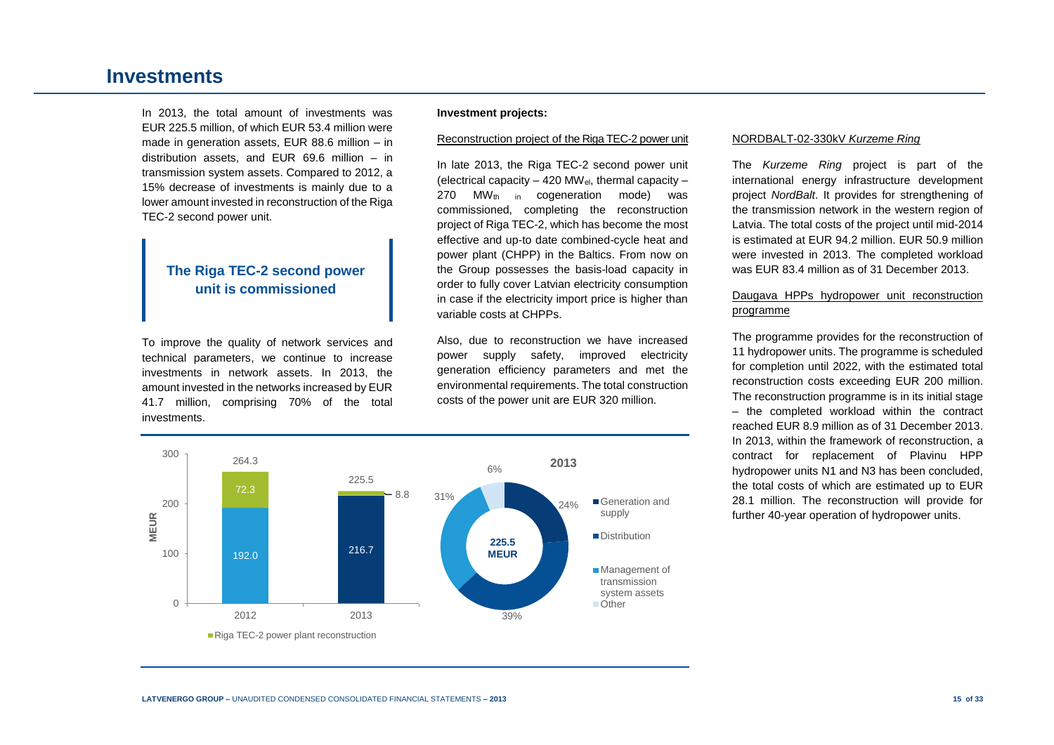# Investments

In 2013, the total amount of investments was EUR 225.5 million, of which EUR 53.4 million were made in generation assets, EUR 88.6 million – in distribution assets, and EUR 69.6 million – in transmission system assets. Compared to 2012, a 15% decrease of investments is mainly due to a lower amount invested in reconstruction of the Riga TEC-2 second power unit.

**The Riga TEC-2 second power unit is commissioned**

To improve the quality of network services and technical parameters, we continue to increase investments in network assets. In 2013, the amount invested in the networks increased by EUR 41.7 million, comprising 70% of the total investments.

**Investment projects:**

Reconstruction project of the Riga TEC-2 power unit

In late 2013, the Riga TEC-2 second power unit (electrical capacity – 420 $MW_{el}$, thermal capacity – 270 $MW_{th}$ in cogeneration mode) was commissioned, completing the reconstruction project of Riga TEC-2, which has become the most effective and up-to date combined-cycle heat and power plant (CHPP) in the Baltics. From now on the Group possesses the basis-load capacity in order to fully cover Latvian electricity consumption in case if the electricity import price is higher than variable costs at CHPPs.

Also, due to reconstruction we have increased power supply safety, improved electricity generation efficiency parameters and met the environmental requirements. The total construction costs of the power unit are EUR 320 million.

| MEUR | 2012 | 2013 |
|---|---|---|
| Riga TEC-2 power plant reconstruction | 72.3 | 8.8 |
| Other | 192.0 | 216.7 |
| Total | 264.3 | 225.5 |

**2013** (225.5 MEUR)

| | % |
|---|---|
| Generation and supply | 24% |
| Distribution | 39% |
| Management of transmission system assets | 31% |
| Other | 6% |

NORDBALT-02-330kV *Kurzeme Ring*

The *Kurzeme Ring* project is part of the international energy infrastructure development project *NordBalt*. It provides for strengthening of the transmission network in the western region of Latvia. The total costs of the project until mid-2014 is estimated at EUR 94.2 million. EUR 50.9 million were invested in 2013. The completed workload was EUR 83.4 million as of 31 December 2013.

Daugava HPPs hydropower unit reconstruction programme

The programme provides for the reconstruction of 11 hydropower units. The programme is scheduled for completion until 2022, with the estimated total reconstruction costs exceeding EUR 200 million. The reconstruction programme is in its initial stage – the completed workload within the contract reached EUR 8.9 million as of 31 December 2013. In 2013, within the framework of reconstruction, a contract for replacement of Plavinu HPP hydropower units N1 and N3 has been concluded, the total costs of which are estimated up to EUR 28.1 million. The reconstruction will provide for further 40-year operation of hydropower units.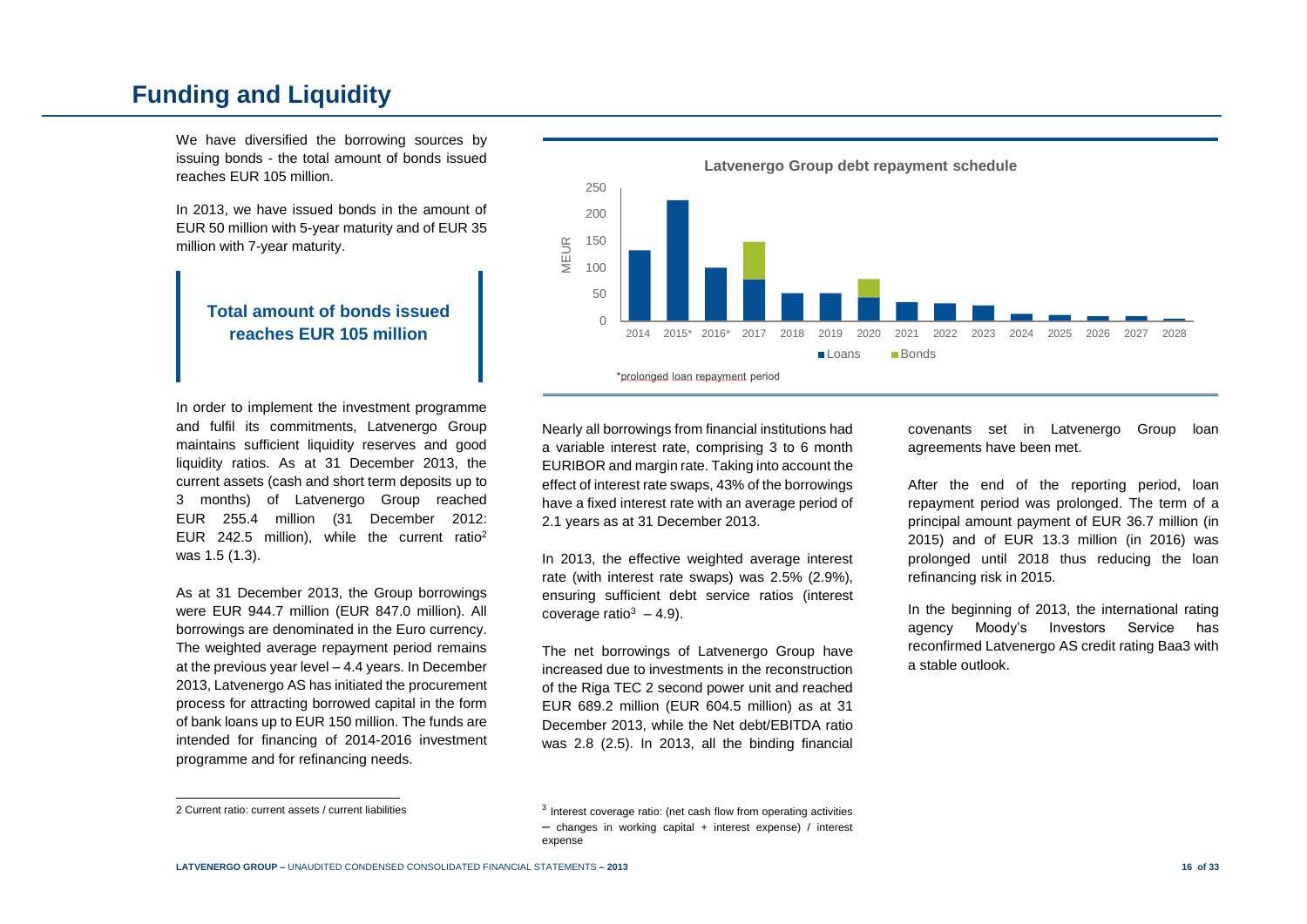# Funding and Liquidity

We have diversified the borrowing sources by issuing bonds - the total amount of bonds issued reaches EUR 105 million.

In 2013, we have issued bonds in the amount of EUR 50 million with 5-year maturity and of EUR 35 million with 7-year maturity.

**Total amount of bonds issued reaches EUR 105 million**

In order to implement the investment programme and fulfil its commitments, Latvenergo Group maintains sufficient liquidity reserves and good liquidity ratios. As at 31 December 2013, the current assets (cash and short term deposits up to 3 months) of Latvenergo Group reached EUR 255.4 million (31 December 2012: EUR 242.5 million), while the current ratio[2] was 1.5 (1.3).

As at 31 December 2013, the Group borrowings were EUR 944.7 million (EUR 847.0 million). All borrowings are denominated in the Euro currency. The weighted average repayment period remains at the previous year level – 4.4 years. In December 2013, Latvenergo AS has initiated the procurement process for attracting borrowed capital in the form of bank loans up to EUR 150 million. The funds are intended for financing of 2014-2016 investment programme and for refinancing needs.

**Latvenergo Group debt repayment schedule**

(MEUR; Loans, Bonds)

Years: 2014, 2015*, 2016*, 2017, 2018, 2019, 2020, 2021, 2022, 2023, 2024, 2025, 2026, 2027, 2028

*prolonged loan repayment period

Nearly all borrowings from financial institutions had a variable interest rate, comprising 3 to 6 month EURIBOR and margin rate. Taking into account the effect of interest rate swaps, 43% of the borrowings have a fixed interest rate with an average period of 2.1 years as at 31 December 2013.

In 2013, the effective weighted average interest rate (with interest rate swaps) was 2.5% (2.9%), ensuring sufficient debt service ratios (interest coverage ratio[3] – 4.9).

The net borrowings of Latvenergo Group have increased due to investments in the reconstruction of the Riga TEC 2 second power unit and reached EUR 689.2 million (EUR 604.5 million) as at 31 December 2013, while the Net debt/EBITDA ratio was 2.8 (2.5). In 2013, all the binding financial covenants set in Latvenergo Group loan agreements have been met.

After the end of the reporting period, loan repayment period was prolonged. The term of a principal amount payment of EUR 36.7 million (in 2015) and of EUR 13.3 million (in 2016) was prolonged until 2018 thus reducing the loan refinancing risk in 2015.

In the beginning of 2013, the international rating agency Moody's Investors Service has reconfirmed Latvenergo AS credit rating Baa3 with a stable outlook.

---

2 Current ratio: current assets / current liabilities

3 Interest coverage ratio: (net cash flow from operating activities – changes in working capital + interest expense) / interest expense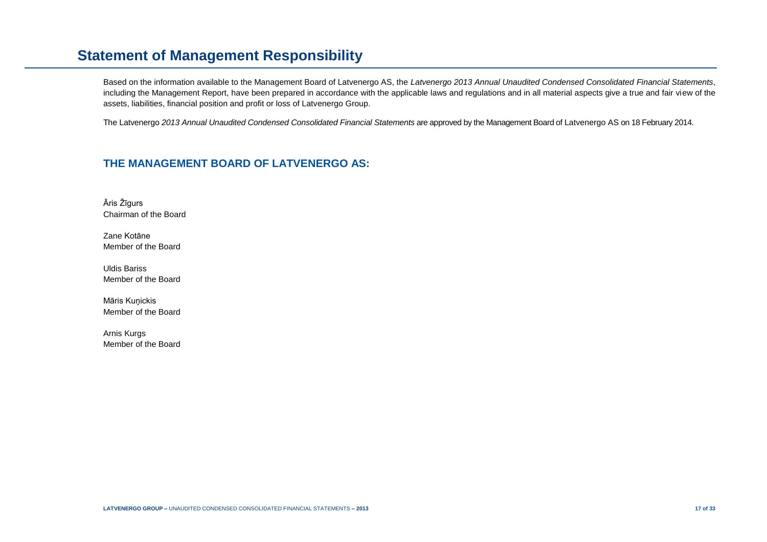# Statement of Management Responsibility

Based on the information available to the Management Board of Latvenergo AS, the *Latvenergo 2013 Annual Unaudited Condensed Consolidated Financial Statements*, including the Management Report, have been prepared in accordance with the applicable laws and regulations and in all material aspects give a true and fair view of the assets, liabilities, financial position and profit or loss of Latvenergo Group.

The Latvenergo *2013 Annual Unaudited Condensed Consolidated Financial Statements* are approved by the Management Board of Latvenergo AS on 18 February 2014.

## THE MANAGEMENT BOARD OF LATVENERGO AS:

Āris Žīgurs
Chairman of the Board

Zane Kotāne
Member of the Board

Uldis Bariss
Member of the Board

Māris Kuņickis
Member of the Board

Arnis Kurgs
Member of the Board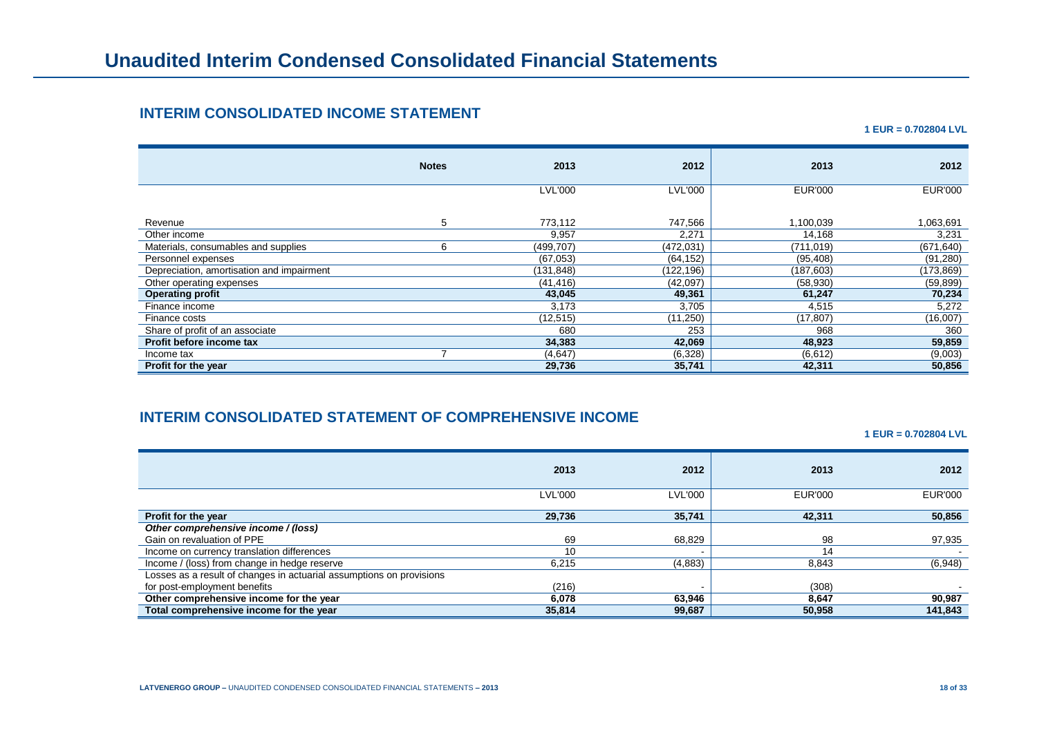# Unaudited Interim Condensed Consolidated Financial Statements

## INTERIM CONSOLIDATED INCOME STATEMENT

**1 EUR = 0.702804 LVL**

| | Notes | 2013 | 2012 | 2013 | 2012 |
|---|---|---|---|---|---|
| | | LVL'000 | LVL'000 | EUR'000 | EUR'000 |
| Revenue | 5 | 773,112 | 747,566 | 1,100,039 | 1,063,691 |
| Other income | | 9,957 | 2,271 | 14,168 | 3,231 |
| Materials, consumables and supplies | 6 | (499,707) | (472,031) | (711,019) | (671,640) |
| Personnel expenses | | (67,053) | (64,152) | (95,408) | (91,280) |
| Depreciation, amortisation and impairment | | (131,848) | (122,196) | (187,603) | (173,869) |
| Other operating expenses | | (41,416) | (42,097) | (58,930) | (59,899) |
| **Operating profit** | | **43,045** | **49,361** | **61,247** | **70,234** |
| Finance income | | 3,173 | 3,705 | 4,515 | 5,272 |
| Finance costs | | (12,515) | (11,250) | (17,807) | (16,007) |
| Share of profit of an associate | | 680 | 253 | 968 | 360 |
| **Profit before income tax** | | **34,383** | **42,069** | **48,923** | **59,859** |
| Income tax | 7 | (4,647) | (6,328) | (6,612) | (9,003) |
| **Profit for the year** | | **29,736** | **35,741** | **42,311** | **50,856** |

## INTERIM CONSOLIDATED STATEMENT OF COMPREHENSIVE INCOME

**1 EUR = 0.702804 LVL**

| | 2013 | 2012 | 2013 | 2012 |
|---|---|---|---|---|
| | LVL'000 | LVL'000 | EUR'000 | EUR'000 |
| **Profit for the year** | **29,736** | **35,741** | **42,311** | **50,856** |
| ***Other comprehensive income / (loss)*** | | | | |
| Gain on revaluation of PPE | 69 | 68,829 | 98 | 97,935 |
| Income on currency translation differences | 10 | - | 14 | - |
| Income / (loss) from change in hedge reserve | 6,215 | (4,883) | 8,843 | (6,948) |
| Losses as a result of changes in actuarial assumptions on provisions for post-employment benefits | (216) | - | (308) | - |
| **Other comprehensive income for the year** | **6,078** | **63,946** | **8,647** | **90,987** |
| **Total comprehensive income for the year** | **35,814** | **99,687** | **50,958** | **141,843** |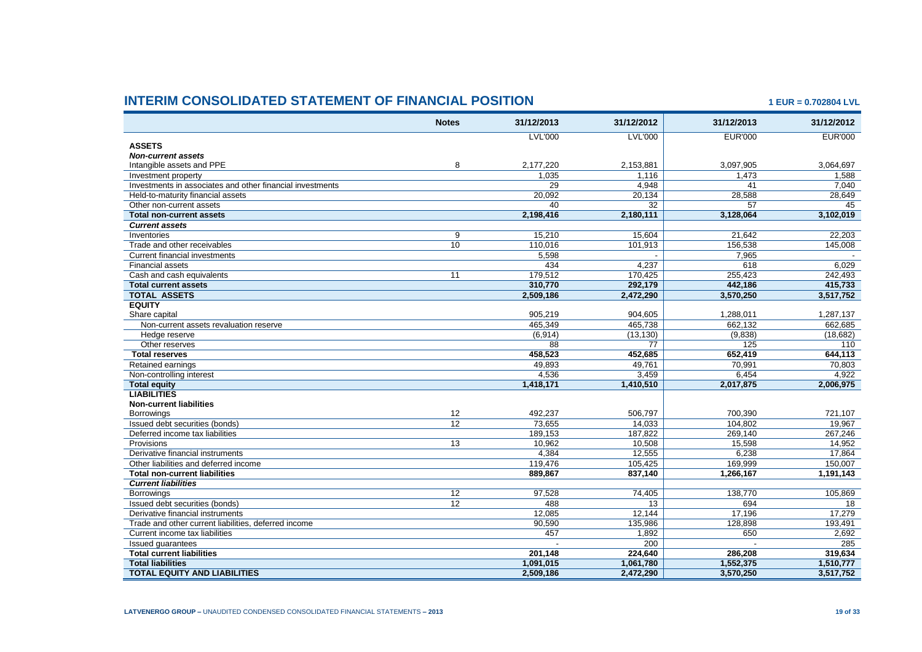## INTERIM CONSOLIDATED STATEMENT OF FINANCIAL POSITION

1 EUR = 0.702804 LVL

| | Notes | 31/12/2013 | 31/12/2012 | 31/12/2013 | 31/12/2012 |
|---|---|---|---|---|---|
| | | LVL'000 | LVL'000 | EUR'000 | EUR'000 |
| **ASSETS** | | | | | |
| ***Non-current assets*** | | | | | |
| Intangible assets and PPE | 8 | 2,177,220 | 2,153,881 | 3,097,905 | 3,064,697 |
| Investment property | | 1,035 | 1,116 | 1,473 | 1,588 |
| Investments in associates and other financial investments | | 29 | 4,948 | 41 | 7,040 |
| Held-to-maturity financial assets | | 20,092 | 20,134 | 28,588 | 28,649 |
| Other non-current assets | | 40 | 32 | 57 | 45 |
| **Total non-current assets** | | **2,198,416** | **2,180,111** | **3,128,064** | **3,102,019** |
| ***Current assets*** | | | | | |
| Inventories | 9 | 15,210 | 15,604 | 21,642 | 22,203 |
| Trade and other receivables | 10 | 110,016 | 101,913 | 156,538 | 145,008 |
| Current financial investments | | 5,598 | - | 7,965 | - |
| Financial assets | | 434 | 4,237 | 618 | 6,029 |
| Cash and cash equivalents | 11 | 179,512 | 170,425 | 255,423 | 242,493 |
| **Total current assets** | | **310,770** | **292,179** | **442,186** | **415,733** |
| **TOTAL ASSETS** | | **2,509,186** | **2,472,290** | **3,570,250** | **3,517,752** |
| **EQUITY** | | | | | |
| Share capital | | 905,219 | 904,605 | 1,288,011 | 1,287,137 |
| Non-current assets revaluation reserve | | 465,349 | 465,738 | 662,132 | 662,685 |
| Hedge reserve | | (6,914) | (13,130) | (9,838) | (18,682) |
| Other reserves | | 88 | 77 | 125 | 110 |
| **Total reserves** | | **458,523** | **452,685** | **652,419** | **644,113** |
| Retained earnings | | 49,893 | 49,761 | 70,991 | 70,803 |
| Non-controlling interest | | 4,536 | 3,459 | 6,454 | 4,922 |
| **Total equity** | | **1,418,171** | **1,410,510** | **2,017,875** | **2,006,975** |
| **LIABILITIES** | | | | | |
| **Non-current liabilities** | | | | | |
| Borrowings | 12 | 492,237 | 506,797 | 700,390 | 721,107 |
| Issued debt securities (bonds) | 12 | 73,655 | 14,033 | 104,802 | 19,967 |
| Deferred income tax liabilities | | 189,153 | 187,822 | 269,140 | 267,246 |
| Provisions | 13 | 10,962 | 10,508 | 15,598 | 14,952 |
| Derivative financial instruments | | 4,384 | 12,555 | 6,238 | 17,864 |
| Other liabilities and deferred income | | 119,476 | 105,425 | 169,999 | 150,007 |
| **Total non-current liabilities** | | **889,867** | **837,140** | **1,266,167** | **1,191,143** |
| ***Current liabilities*** | | | | | |
| Borrowings | 12 | 97,528 | 74,405 | 138,770 | 105,869 |
| Issued debt securities (bonds) | 12 | 488 | 13 | 694 | 18 |
| Derivative financial instruments | | 12,085 | 12,144 | 17,196 | 17,279 |
| Trade and other current liabilities, deferred income | | 90,590 | 135,986 | 128,898 | 193,491 |
| Current income tax liabilities | | 457 | 1,892 | 650 | 2,692 |
| Issued guarantees | | - | 200 | - | 285 |
| **Total current liabilities** | | **201,148** | **224,640** | **286,208** | **319,634** |
| **Total liabilities** | | **1,091,015** | **1,061,780** | **1,552,375** | **1,510,777** |
| **TOTAL EQUITY AND LIABILITIES** | | **2,509,186** | **2,472,290** | **3,570,250** | **3,517,752** |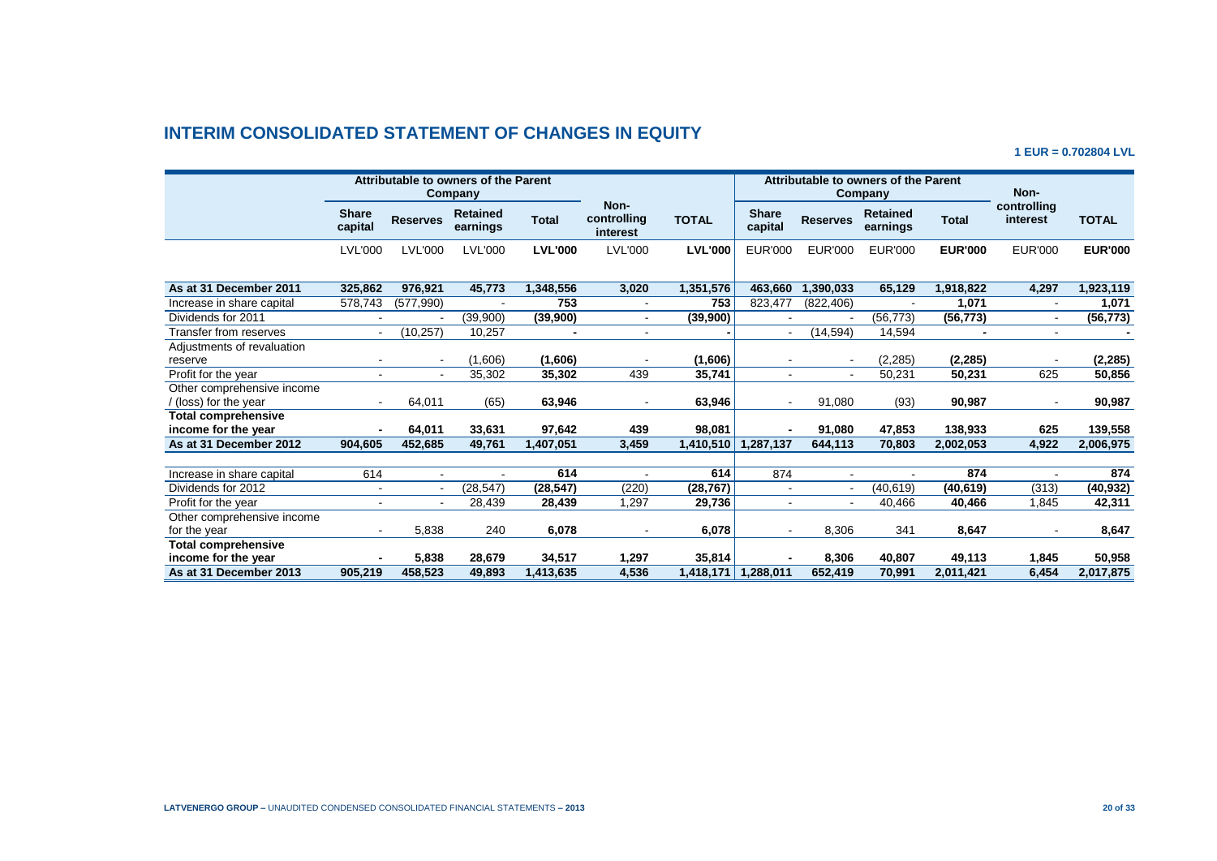# INTERIM CONSOLIDATED STATEMENT OF CHANGES IN EQUITY

**1 EUR = 0.702804 LVL**

| | Attributable to owners of the Parent Company | | | | Non-controlling interest | TOTAL | Attributable to owners of the Parent Company | | | | Non-controlling interest | TOTAL |
|---|---|---|---|---|---|---|---|---|---|---|---|---|
| | Share capital | Reserves | Retained earnings | Total | | | Share capital | Reserves | Retained earnings | Total | | |
| | LVL'000 | LVL'000 | LVL'000 | **LVL'000** | LVL'000 | **LVL'000** | EUR'000 | EUR'000 | EUR'000 | **EUR'000** | EUR'000 | **EUR'000** |
| **As at 31 December 2011** | **325,862** | **976,921** | **45,773** | **1,348,556** | **3,020** | **1,351,576** | **463,660** | **1,390,033** | **65,129** | **1,918,822** | **4,297** | **1,923,119** |
| Increase in share capital | 578,743 | (577,990) | - | **753** | - | **753** | 823,477 | (822,406) | - | **1,071** | - | **1,071** |
| Dividends for 2011 | - | - | (39,900) | **(39,900)** | - | **(39,900)** | - | - | (56,773) | **(56,773)** | - | **(56,773)** |
| Transfer from reserves | - | (10,257) | 10,257 | **-** | - | **-** | - | (14,594) | 14,594 | **-** | - | **-** |
| Adjustments of revaluation reserve | - | - | (1,606) | **(1,606)** | - | **(1,606)** | - | - | (2,285) | **(2,285)** | - | **(2,285)** |
| Profit for the year | - | - | 35,302 | **35,302** | 439 | **35,741** | - | - | 50,231 | **50,231** | 625 | **50,856** |
| Other comprehensive income / (loss) for the year | - | 64,011 | (65) | **63,946** | - | **63,946** | - | 91,080 | (93) | **90,987** | - | **90,987** |
| **Total comprehensive income for the year** | **-** | **64,011** | **33,631** | **97,642** | **439** | **98,081** | **-** | **91,080** | **47,853** | **138,933** | **625** | **139,558** |
| **As at 31 December 2012** | **904,605** | **452,685** | **49,761** | **1,407,051** | **3,459** | **1,410,510** | **1,287,137** | **644,113** | **70,803** | **2,002,053** | **4,922** | **2,006,975** |
| Increase in share capital | 614 | - | - | **614** | - | **614** | 874 | - | - | **874** | - | **874** |
| Dividends for 2012 | - | - | (28,547) | **(28,547)** | (220) | **(28,767)** | - | - | (40,619) | **(40,619)** | (313) | **(40,932)** |
| Profit for the year | - | - | 28,439 | **28,439** | 1,297 | **29,736** | - | - | 40,466 | **40,466** | 1,845 | **42,311** |
| Other comprehensive income for the year | - | 5,838 | 240 | **6,078** | - | **6,078** | - | 8,306 | 341 | **8,647** | - | **8,647** |
| **Total comprehensive income for the year** | **-** | **5,838** | **28,679** | **34,517** | **1,297** | **35,814** | **-** | **8,306** | **40,807** | **49,113** | **1,845** | **50,958** |
| **As at 31 December 2013** | **905,219** | **458,523** | **49,893** | **1,413,635** | **4,536** | **1,418,171** | **1,288,011** | **652,419** | **70,991** | **2,011,421** | **6,454** | **2,017,875** |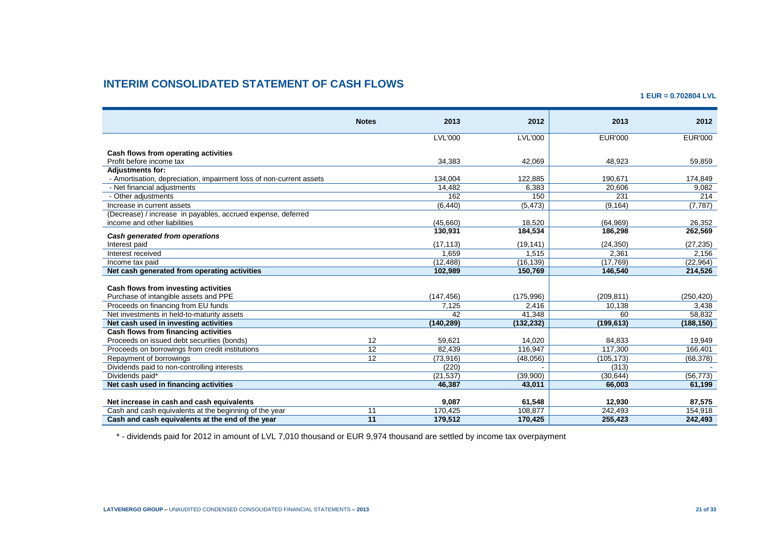## INTERIM CONSOLIDATED STATEMENT OF CASH FLOWS

**1 EUR = 0.702804 LVL**

| | Notes | 2013 | 2012 | 2013 | 2012 |
|---|---|---|---|---|---|
| | | LVL'000 | LVL'000 | EUR'000 | EUR'000 |
| **Cash flows from operating activities** | | | | | |
| Profit before income tax | | 34,383 | 42,069 | 48,923 | 59,859 |
| **Adjustments for:** | | | | | |
| - Amortisation, depreciation, impairment loss of non-current assets | | 134,004 | 122,885 | 190,671 | 174,849 |
| - Net financial adjustments | | 14,482 | 6,383 | 20,606 | 9,082 |
| - Other adjustments | | 162 | 150 | 231 | 214 |
| Increase in current assets | | (6,440) | (5,473) | (9,164) | (7,787) |
| (Decrease) / increase in payables, accrued expense, deferred income and other liabilities | | (45,660) | 18,520 | (64,969) | 26,352 |
| ***Cash generated from operations*** | | **130,931** | **184,534** | **186,298** | **262,569** |
| Interest paid | | (17,113) | (19,141) | (24,350) | (27,235) |
| Interest received | | 1,659 | 1,515 | 2,361 | 2,156 |
| Income tax paid | | (12,488) | (16,139) | (17,769) | (22,964) |
| **Net cash generated from operating activities** | | **102,989** | **150,769** | **146,540** | **214,526** |
| **Cash flows from investing activities** | | | | | |
| Purchase of intangible assets and PPE | | (147,456) | (175,996) | (209,811) | (250,420) |
| Proceeds on financing from EU funds | | 7,125 | 2,416 | 10,138 | 3,438 |
| Net investments in held-to-maturity assets | | 42 | 41,348 | 60 | 58,832 |
| **Net cash used in investing activities** | | **(140,289)** | **(132,232)** | **(199,613)** | **(188,150)** |
| **Cash flows from financing activities** | | | | | |
| Proceeds on issued debt securities (bonds) | 12 | 59,621 | 14,020 | 84,833 | 19,949 |
| Proceeds on borrowings from credit institutions | 12 | 82,439 | 116,947 | 117,300 | 166,401 |
| Repayment of borrowings | 12 | (73,916) | (48,056) | (105,173) | (68,378) |
| Dividends paid to non-controlling interests | | (220) | - | (313) | - |
| Dividends paid* | | (21,537) | (39,900) | (30,644) | (56,773) |
| **Net cash used in financing activities** | | **46,387** | **43,011** | **66,003** | **61,199** |
| **Net increase in cash and cash equivalents** | | **9,087** | **61,548** | **12,930** | **87,575** |
| Cash and cash equivalents at the beginning of the year | 11 | 170,425 | 108,877 | 242,493 | 154,918 |
| **Cash and cash equivalents at the end of the year** | **11** | **179,512** | **170,425** | **255,423** | **242,493** |

\* - dividends paid for 2012 in amount of LVL 7,010 thousand or EUR 9,974 thousand are settled by income tax overpayment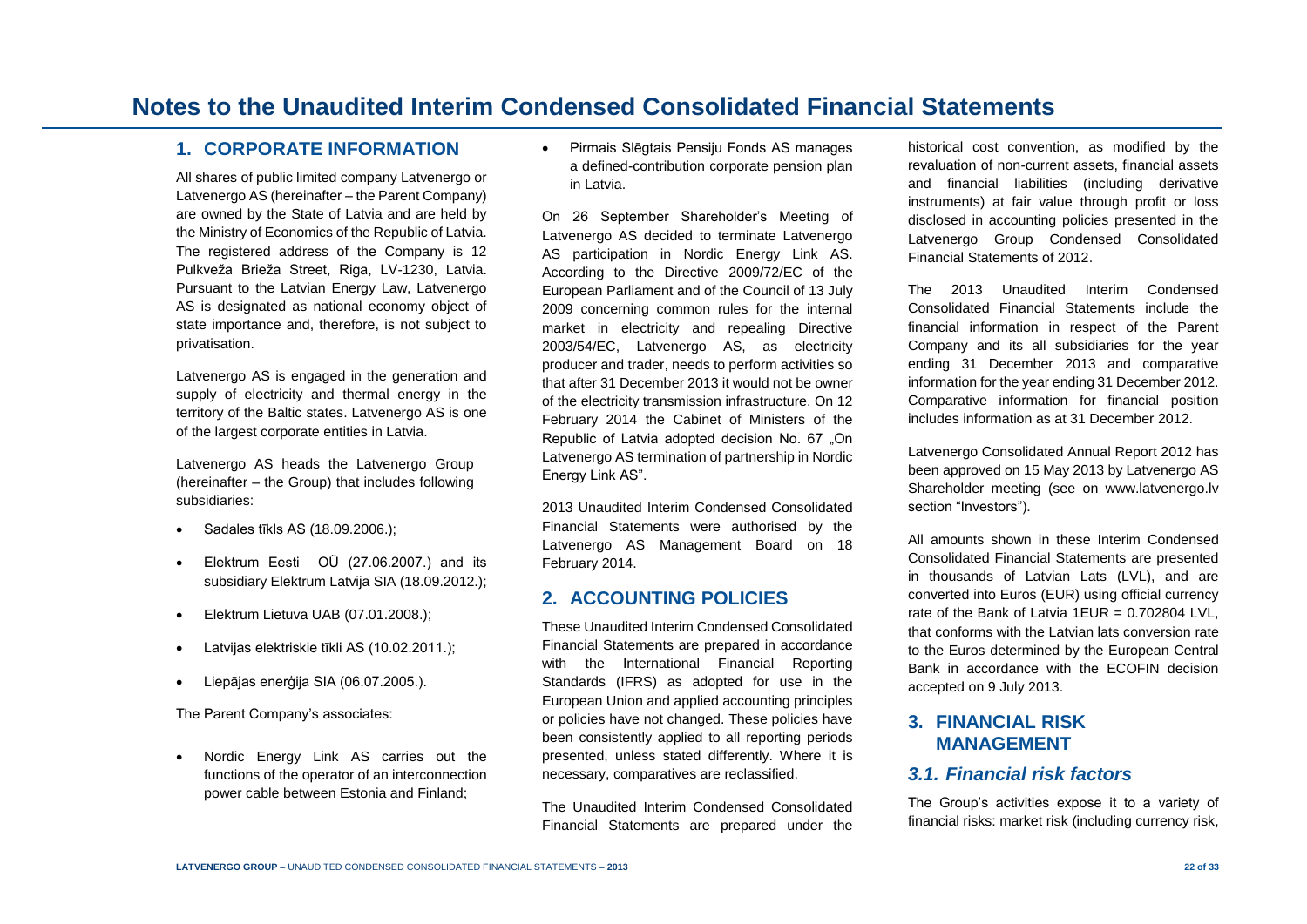# Notes to the Unaudited Interim Condensed Consolidated Financial Statements

## 1. CORPORATE INFORMATION

All shares of public limited company Latvenergo or Latvenergo AS (hereinafter – the Parent Company) are owned by the State of Latvia and are held by the Ministry of Economics of the Republic of Latvia. The registered address of the Company is 12 Pulkveža Brieža Street, Riga, LV-1230, Latvia. Pursuant to the Latvian Energy Law, Latvenergo AS is designated as national economy object of state importance and, therefore, is not subject to privatisation.

Latvenergo AS is engaged in the generation and supply of electricity and thermal energy in the territory of the Baltic states. Latvenergo AS is one of the largest corporate entities in Latvia.

Latvenergo AS heads the Latvenergo Group (hereinafter – the Group) that includes following subsidiaries:

- Sadales tīkls AS (18.09.2006.);
- Elektrum Eesti OÜ (27.06.2007.) and its subsidiary Elektrum Latvija SIA (18.09.2012.);
- Elektrum Lietuva UAB (07.01.2008.);
- Latvijas elektriskie tīkli AS (10.02.2011.);
- Liepājas enerģija SIA (06.07.2005.).

The Parent Company's associates:

- Nordic Energy Link AS carries out the functions of the operator of an interconnection power cable between Estonia and Finland;
- Pirmais Slēgtais Pensiju Fonds AS manages a defined-contribution corporate pension plan in Latvia.

On 26 September Shareholder's Meeting of Latvenergo AS decided to terminate Latvenergo AS participation in Nordic Energy Link AS. According to the Directive 2009/72/EC of the European Parliament and of the Council of 13 July 2009 concerning common rules for the internal market in electricity and repealing Directive 2003/54/EC, Latvenergo AS, as electricity producer and trader, needs to perform activities so that after 31 December 2013 it would not be owner of the electricity transmission infrastructure. On 12 February 2014 the Cabinet of Ministers of the Republic of Latvia adopted decision No. 67 „On Latvenergo AS termination of partnership in Nordic Energy Link AS".

2013 Unaudited Interim Condensed Consolidated Financial Statements were authorised by the Latvenergo AS Management Board on 18 February 2014.

## 2. ACCOUNTING POLICIES

These Unaudited Interim Condensed Consolidated Financial Statements are prepared in accordance with the International Financial Reporting Standards (IFRS) as adopted for use in the European Union and applied accounting principles or policies have not changed. These policies have been consistently applied to all reporting periods presented, unless stated differently. Where it is necessary, comparatives are reclassified.

The Unaudited Interim Condensed Consolidated Financial Statements are prepared under the historical cost convention, as modified by the revaluation of non-current assets, financial assets and financial liabilities (including derivative instruments) at fair value through profit or loss disclosed in accounting policies presented in the Latvenergo Group Condensed Consolidated Financial Statements of 2012.

The 2013 Unaudited Interim Condensed Consolidated Financial Statements include the financial information in respect of the Parent Company and its all subsidiaries for the year ending 31 December 2013 and comparative information for the year ending 31 December 2012. Comparative information for financial position includes information as at 31 December 2012.

Latvenergo Consolidated Annual Report 2012 has been approved on 15 May 2013 by Latvenergo AS Shareholder meeting (see on www.latvenergo.lv section "Investors").

All amounts shown in these Interim Condensed Consolidated Financial Statements are presented in thousands of Latvian Lats (LVL), and are converted into Euros (EUR) using official currency rate of the Bank of Latvia 1EUR = 0.702804 LVL, that conforms with the Latvian lats conversion rate to the Euros determined by the European Central Bank in accordance with the ECOFIN decision accepted on 9 July 2013.

## 3. FINANCIAL RISK MANAGEMENT

### *3.1. Financial risk factors*

The Group's activities expose it to a variety of financial risks: market risk (including currency risk,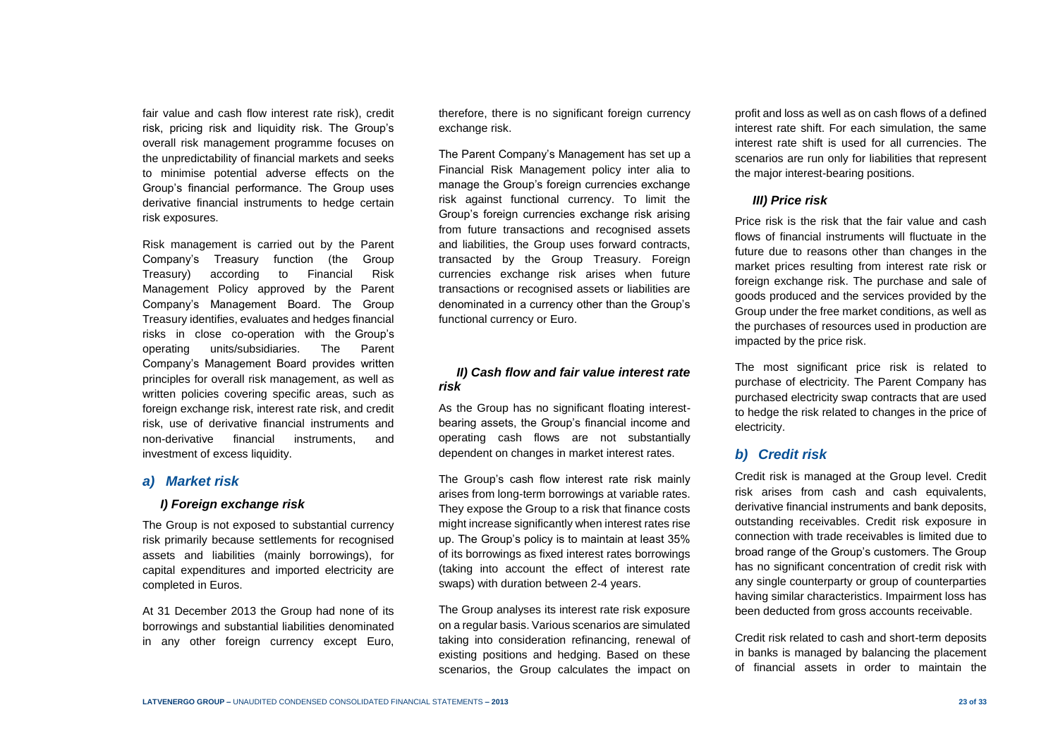fair value and cash flow interest rate risk), credit risk, pricing risk and liquidity risk. The Group's overall risk management programme focuses on the unpredictability of financial markets and seeks to minimise potential adverse effects on the Group's financial performance. The Group uses derivative financial instruments to hedge certain risk exposures.

Risk management is carried out by the Parent Company's Treasury function (the Group Treasury) according to Financial Risk Management Policy approved by the Parent Company's Management Board. The Group Treasury identifies, evaluates and hedges financial risks in close co-operation with the Group's operating units/subsidiaries. The Parent Company's Management Board provides written principles for overall risk management, as well as written policies covering specific areas, such as foreign exchange risk, interest rate risk, and credit risk, use of derivative financial instruments and non-derivative financial instruments, and investment of excess liquidity.

## *a) Market risk*

### *I) Foreign exchange risk*

The Group is not exposed to substantial currency risk primarily because settlements for recognised assets and liabilities (mainly borrowings), for capital expenditures and imported electricity are completed in Euros.

At 31 December 2013 the Group had none of its borrowings and substantial liabilities denominated in any other foreign currency except Euro, therefore, there is no significant foreign currency exchange risk.

The Parent Company's Management has set up a Financial Risk Management policy inter alia to manage the Group's foreign currencies exchange risk against functional currency. To limit the Group's foreign currencies exchange risk arising from future transactions and recognised assets and liabilities, the Group uses forward contracts, transacted by the Group Treasury. Foreign currencies exchange risk arises when future transactions or recognised assets or liabilities are denominated in a currency other than the Group's functional currency or Euro.

### *II) Cash flow and fair value interest rate risk*

As the Group has no significant floating interest-bearing assets, the Group's financial income and operating cash flows are not substantially dependent on changes in market interest rates.

The Group's cash flow interest rate risk mainly arises from long-term borrowings at variable rates. They expose the Group to a risk that finance costs might increase significantly when interest rates rise up. The Group's policy is to maintain at least 35% of its borrowings as fixed interest rates borrowings (taking into account the effect of interest rate swaps) with duration between 2-4 years.

The Group analyses its interest rate risk exposure on a regular basis. Various scenarios are simulated taking into consideration refinancing, renewal of existing positions and hedging. Based on these scenarios, the Group calculates the impact on profit and loss as well as on cash flows of a defined interest rate shift. For each simulation, the same interest rate shift is used for all currencies. The scenarios are run only for liabilities that represent the major interest-bearing positions.

### *III) Price risk*

Price risk is the risk that the fair value and cash flows of financial instruments will fluctuate in the future due to reasons other than changes in the market prices resulting from interest rate risk or foreign exchange risk. The purchase and sale of goods produced and the services provided by the Group under the free market conditions, as well as the purchases of resources used in production are impacted by the price risk.

The most significant price risk is related to purchase of electricity. The Parent Company has purchased electricity swap contracts that are used to hedge the risk related to changes in the price of electricity.

## *b) Credit risk*

Credit risk is managed at the Group level. Credit risk arises from cash and cash equivalents, derivative financial instruments and bank deposits, outstanding receivables. Credit risk exposure in connection with trade receivables is limited due to broad range of the Group's customers. The Group has no significant concentration of credit risk with any single counterparty or group of counterparties having similar characteristics. Impairment loss has been deducted from gross accounts receivable.

Credit risk related to cash and short-term deposits in banks is managed by balancing the placement of financial assets in order to maintain the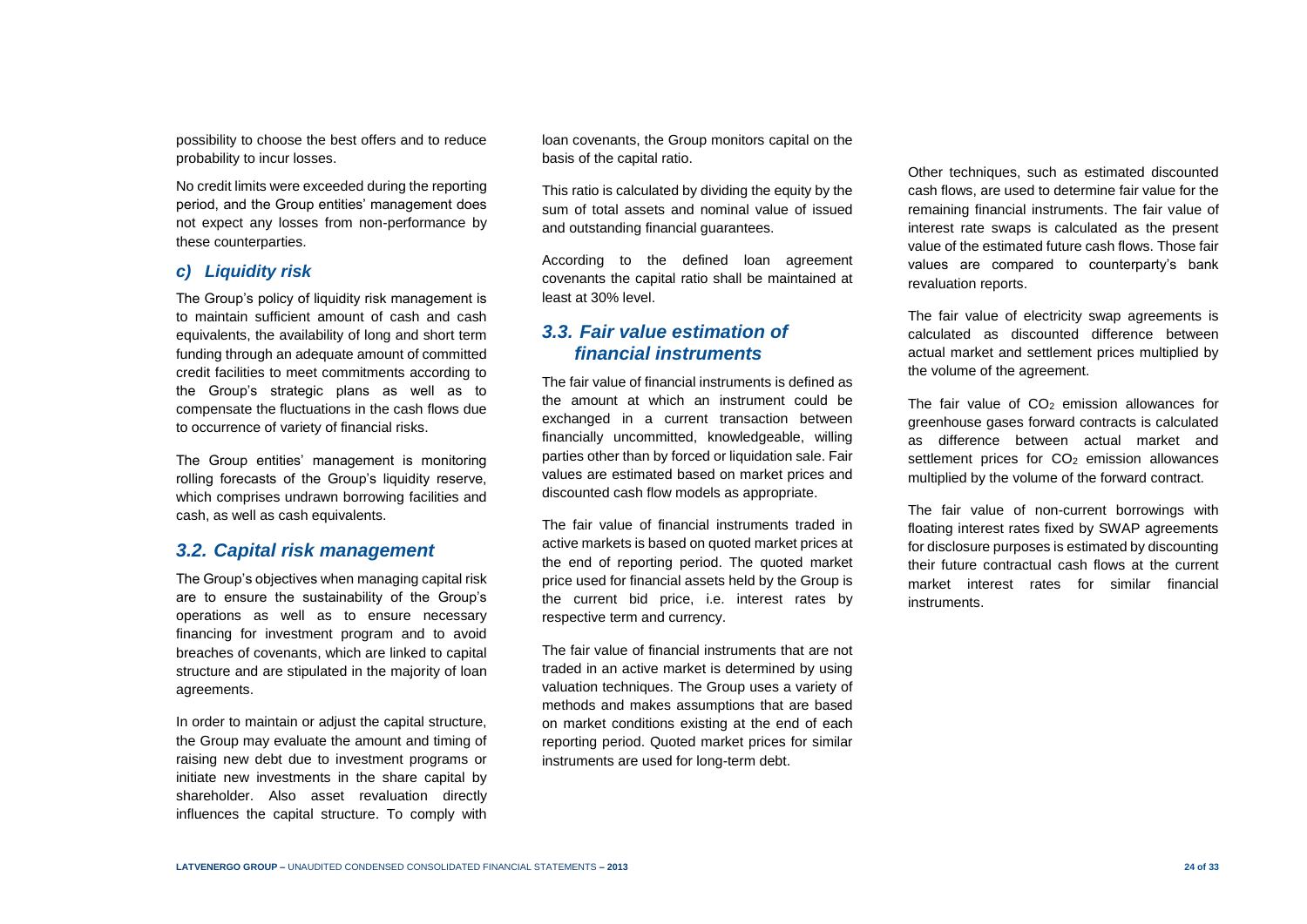possibility to choose the best offers and to reduce probability to incur losses.

No credit limits were exceeded during the reporting period, and the Group entities' management does not expect any losses from non-performance by these counterparties.

### *c) Liquidity risk*

The Group's policy of liquidity risk management is to maintain sufficient amount of cash and cash equivalents, the availability of long and short term funding through an adequate amount of committed credit facilities to meet commitments according to the Group's strategic plans as well as to compensate the fluctuations in the cash flows due to occurrence of variety of financial risks.

The Group entities' management is monitoring rolling forecasts of the Group's liquidity reserve, which comprises undrawn borrowing facilities and cash, as well as cash equivalents.

## *3.2. Capital risk management*

The Group's objectives when managing capital risk are to ensure the sustainability of the Group's operations as well as to ensure necessary financing for investment program and to avoid breaches of covenants, which are linked to capital structure and are stipulated in the majority of loan agreements.

In order to maintain or adjust the capital structure, the Group may evaluate the amount and timing of raising new debt due to investment programs or initiate new investments in the share capital by shareholder. Also asset revaluation directly influences the capital structure. To comply with loan covenants, the Group monitors capital on the basis of the capital ratio.

This ratio is calculated by dividing the equity by the sum of total assets and nominal value of issued and outstanding financial guarantees.

According to the defined loan agreement covenants the capital ratio shall be maintained at least at 30% level.

## *3.3. Fair value estimation of financial instruments*

The fair value of financial instruments is defined as the amount at which an instrument could be exchanged in a current transaction between financially uncommitted, knowledgeable, willing parties other than by forced or liquidation sale. Fair values are estimated based on market prices and discounted cash flow models as appropriate.

The fair value of financial instruments traded in active markets is based on quoted market prices at the end of reporting period. The quoted market price used for financial assets held by the Group is the current bid price, i.e. interest rates by respective term and currency.

The fair value of financial instruments that are not traded in an active market is determined by using valuation techniques. The Group uses a variety of methods and makes assumptions that are based on market conditions existing at the end of each reporting period. Quoted market prices for similar instruments are used for long-term debt.

Other techniques, such as estimated discounted cash flows, are used to determine fair value for the remaining financial instruments. The fair value of interest rate swaps is calculated as the present value of the estimated future cash flows. Those fair values are compared to counterparty's bank revaluation reports.

The fair value of electricity swap agreements is calculated as discounted difference between actual market and settlement prices multiplied by the volume of the agreement.

The fair value of $CO_2$ emission allowances for greenhouse gases forward contracts is calculated as difference between actual market and settlement prices for $CO_2$ emission allowances multiplied by the volume of the forward contract.

The fair value of non-current borrowings with floating interest rates fixed by SWAP agreements for disclosure purposes is estimated by discounting their future contractual cash flows at the current market interest rates for similar financial instruments.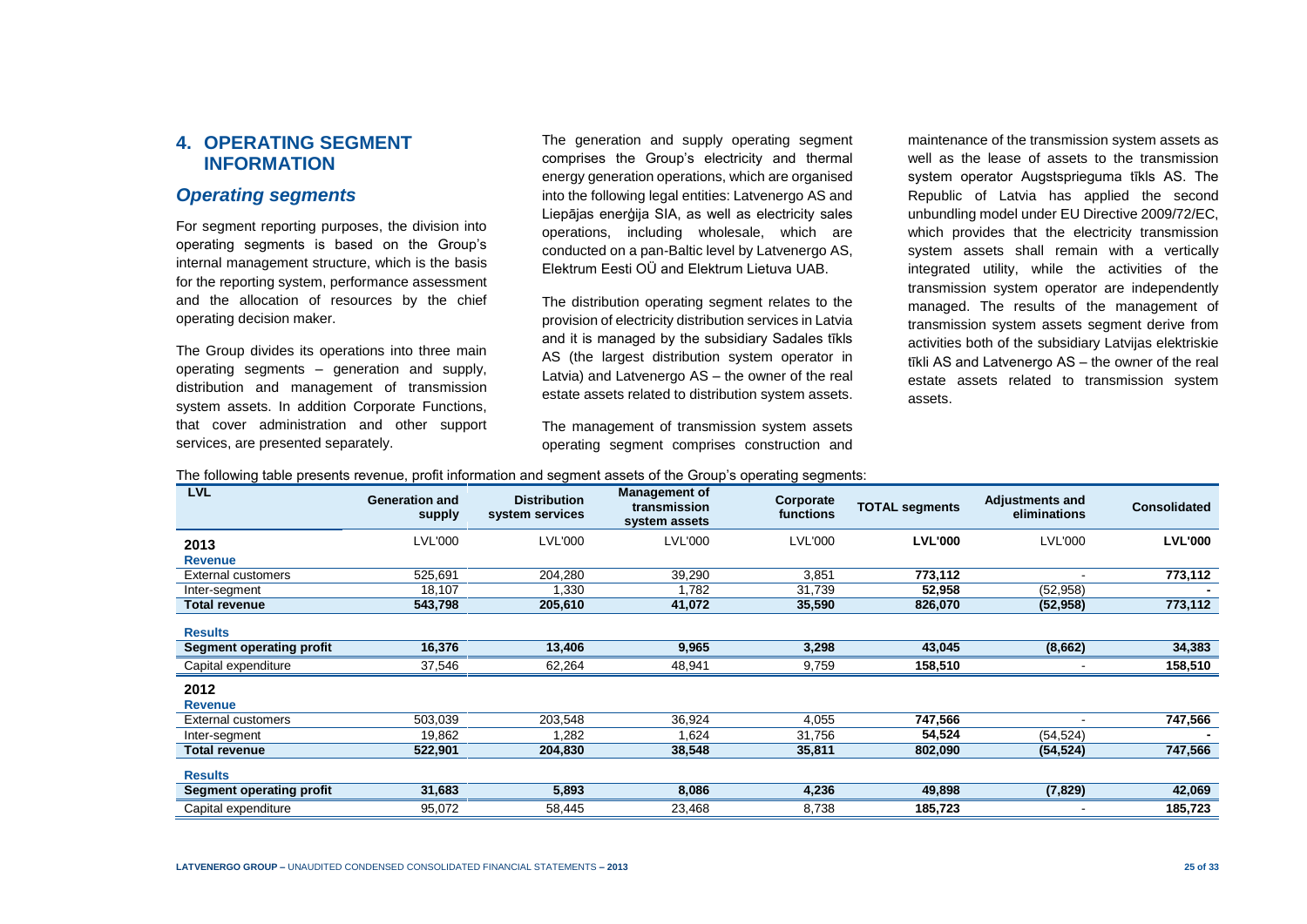## 4. OPERATING SEGMENT INFORMATION

### *Operating segments*

For segment reporting purposes, the division into operating segments is based on the Group's internal management structure, which is the basis for the reporting system, performance assessment and the allocation of resources by the chief operating decision maker.

The Group divides its operations into three main operating segments – generation and supply, distribution and management of transmission system assets. In addition Corporate Functions, that cover administration and other support services, are presented separately.

The generation and supply operating segment comprises the Group's electricity and thermal energy generation operations, which are organised into the following legal entities: Latvenergo AS and Liepājas enerģija SIA, as well as electricity sales operations, including wholesale, which are conducted on a pan-Baltic level by Latvenergo AS, Elektrum Eesti OÜ and Elektrum Lietuva UAB.

The distribution operating segment relates to the provision of electricity distribution services in Latvia and it is managed by the subsidiary Sadales tīkls AS (the largest distribution system operator in Latvia) and Latvenergo AS – the owner of the real estate assets related to distribution system assets.

The management of transmission system assets operating segment comprises construction and maintenance of the transmission system assets as well as the lease of assets to the transmission system operator Augstsprieguma tīkls AS. The Republic of Latvia has applied the second unbundling model under EU Directive 2009/72/EC, which provides that the electricity transmission system assets shall remain with a vertically integrated utility, while the activities of the transmission system operator are independently managed. The results of the management of transmission system assets segment derive from activities both of the subsidiary Latvijas elektriskie tīkli AS and Latvenergo AS – the owner of the real estate assets related to transmission system assets.

The following table presents revenue, profit information and segment assets of the Group's operating segments:

| LVL | Generation and supply | Distribution system services | Management of transmission system assets | Corporate functions | TOTAL segments | Adjustments and eliminations | Consolidated |
|---|---|---|---|---|---|---|---|
| **2013** | LVL'000 | LVL'000 | LVL'000 | LVL'000 | **LVL'000** | LVL'000 | **LVL'000** |
| **Revenue** | | | | | | | |
| External customers | 525,691 | 204,280 | 39,290 | 3,851 | **773,112** | - | **773,112** |
| Inter-segment | 18,107 | 1,330 | 1,782 | 31,739 | **52,958** | (52,958) | **-** |
| **Total revenue** | **543,798** | **205,610** | **41,072** | **35,590** | **826,070** | **(52,958)** | **773,112** |
| **Results** | | | | | | | |
| **Segment operating profit** | **16,376** | **13,406** | **9,965** | **3,298** | **43,045** | **(8,662)** | **34,383** |
| Capital expenditure | 37,546 | 62,264 | 48,941 | 9,759 | **158,510** | - | **158,510** |
| **2012** | | | | | | | |
| **Revenue** | | | | | | | |
| External customers | 503,039 | 203,548 | 36,924 | 4,055 | **747,566** | - | **747,566** |
| Inter-segment | 19,862 | 1,282 | 1,624 | 31,756 | **54,524** | (54,524) | **-** |
| **Total revenue** | **522,901** | **204,830** | **38,548** | **35,811** | **802,090** | **(54,524)** | **747,566** |
| **Results** | | | | | | | |
| **Segment operating profit** | **31,683** | **5,893** | **8,086** | **4,236** | **49,898** | **(7,829)** | **42,069** |
| Capital expenditure | 95,072 | 58,445 | 23,468 | 8,738 | **185,723** | - | **185,723** |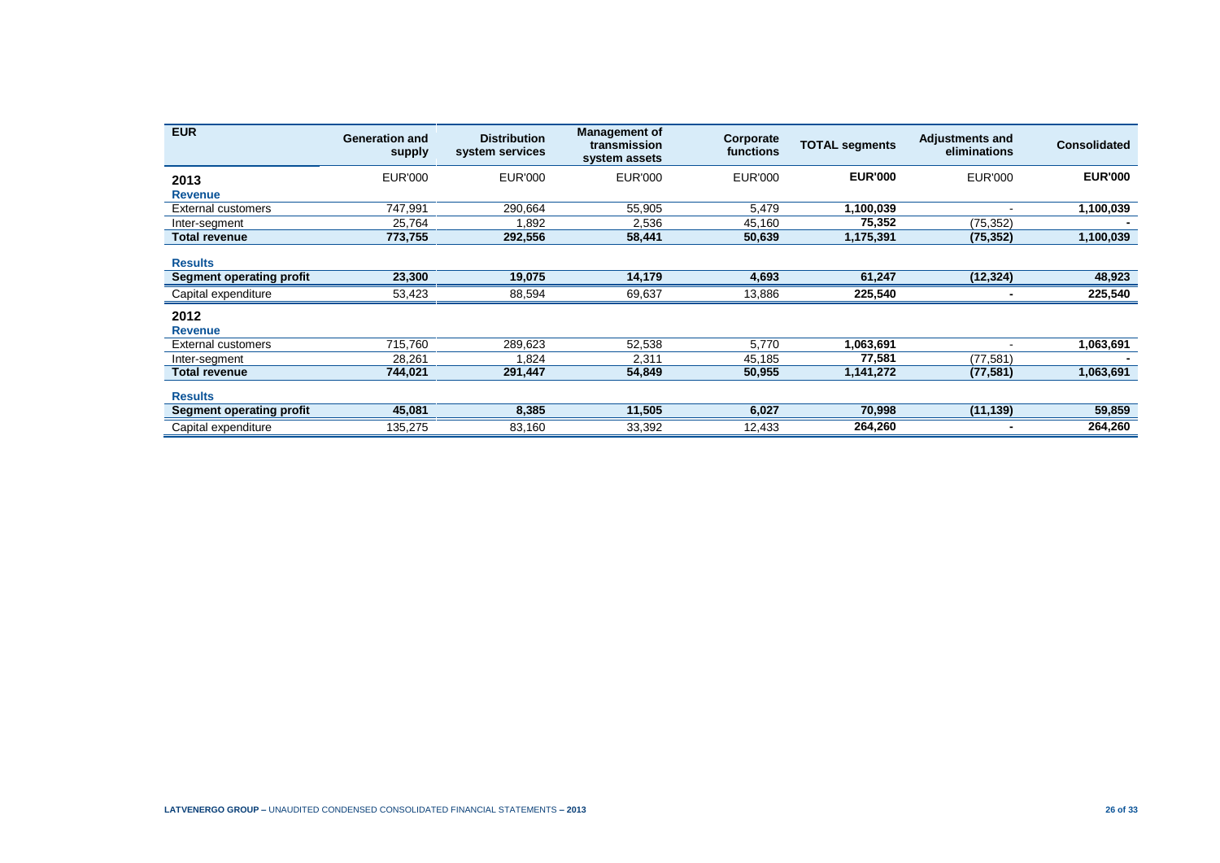| EUR | Generation and supply | Distribution system services | Management of transmission system assets | Corporate functions | TOTAL segments | Adjustments and eliminations | Consolidated |
|---|---|---|---|---|---|---|---|
| **2013** | EUR'000 | EUR'000 | EUR'000 | EUR'000 | **EUR'000** | EUR'000 | **EUR'000** |
| **Revenue** | | | | | | | |
| External customers | 747,991 | 290,664 | 55,905 | 5,479 | **1,100,039** | - | **1,100,039** |
| Inter-segment | 25,764 | 1,892 | 2,536 | 45,160 | **75,352** | (75,352) | **-** |
| **Total revenue** | **773,755** | **292,556** | **58,441** | **50,639** | **1,175,391** | **(75,352)** | **1,100,039** |
| **Results** | | | | | | | |
| **Segment operating profit** | **23,300** | **19,075** | **14,179** | **4,693** | **61,247** | **(12,324)** | **48,923** |
| Capital expenditure | 53,423 | 88,594 | 69,637 | 13,886 | **225,540** | **-** | **225,540** |
| **2012** | | | | | | | |
| **Revenue** | | | | | | | |
| External customers | 715,760 | 289,623 | 52,538 | 5,770 | **1,063,691** | - | **1,063,691** |
| Inter-segment | 28,261 | 1,824 | 2,311 | 45,185 | **77,581** | (77,581) | **-** |
| **Total revenue** | **744,021** | **291,447** | **54,849** | **50,955** | **1,141,272** | **(77,581)** | **1,063,691** |
| **Results** | | | | | | | |
| **Segment operating profit** | **45,081** | **8,385** | **11,505** | **6,027** | **70,998** | **(11,139)** | **59,859** |
| Capital expenditure | 135,275 | 83,160 | 33,392 | 12,433 | **264,260** | **-** | **264,260** |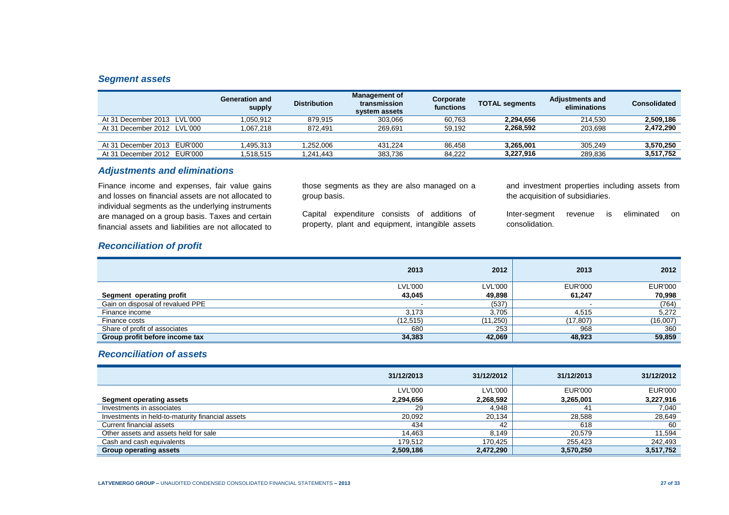## *Segment assets*

| | Generation and supply | Distribution | Management of transmission system assets | Corporate functions | TOTAL segments | Adjustments and eliminations | Consolidated |
|---|---|---|---|---|---|---|---|
| At 31 December 2013 LVL'000 | 1,050,912 | 879,915 | 303,066 | 60,763 | **2,294,656** | 214,530 | **2,509,186** |
| At 31 December 2012 LVL'000 | 1,067,218 | 872,491 | 269,691 | 59,192 | **2,268,592** | 203,698 | **2,472,290** |
| At 31 December 2013 EUR'000 | 1,495,313 | 1,252,006 | 431,224 | 86,458 | **3,265,001** | 305,249 | **3,570,250** |
| At 31 December 2012 EUR'000 | 1,518,515 | 1,241,443 | 383,736 | 84,222 | **3,227,916** | 289,836 | **3,517,752** |

## *Adjustments and eliminations*

Finance income and expenses, fair value gains and losses on financial assets are not allocated to individual segments as the underlying instruments are managed on a group basis. Taxes and certain financial assets and liabilities are not allocated to those segments as they are also managed on a group basis.

Capital expenditure consists of additions of property, plant and equipment, intangible assets and investment properties including assets from the acquisition of subsidiaries.

Inter-segment revenue is eliminated on consolidation.

## *Reconciliation of profit*

| | 2013 | 2012 | 2013 | 2012 |
|---|---|---|---|---|
| | LVL'000 | LVL'000 | EUR'000 | EUR'000 |
| **Segment operating profit** | **43,045** | **49,898** | **61,247** | **70,998** |
| Gain on disposal of revalued PPE | - | (537) | - | (764) |
| Finance income | 3,173 | 3,705 | 4,515 | 5,272 |
| Finance costs | (12,515) | (11,250) | (17,807) | (16,007) |
| Share of profit of associates | 680 | 253 | 968 | 360 |
| **Group profit before income tax** | **34,383** | **42,069** | **48,923** | **59,859** |

## *Reconciliation of assets*

| | 31/12/2013 | 31/12/2012 | 31/12/2013 | 31/12/2012 |
|---|---|---|---|---|
| | LVL'000 | LVL'000 | EUR'000 | EUR'000 |
| **Segment operating assets** | **2,294,656** | **2,268,592** | **3,265,001** | **3,227,916** |
| Investments in associates | 29 | 4,948 | 41 | 7,040 |
| Investments in held-to-maturity financial assets | 20,092 | 20,134 | 28,588 | 28,649 |
| Current financial assets | 434 | 42 | 618 | 60 |
| Other assets and assets held for sale | 14,463 | 8,149 | 20,579 | 11,594 |
| Cash and cash equivalents | 179,512 | 170,425 | 255,423 | 242,493 |
| **Group operating assets** | **2,509,186** | **2,472,290** | **3,570,250** | **3,517,752** |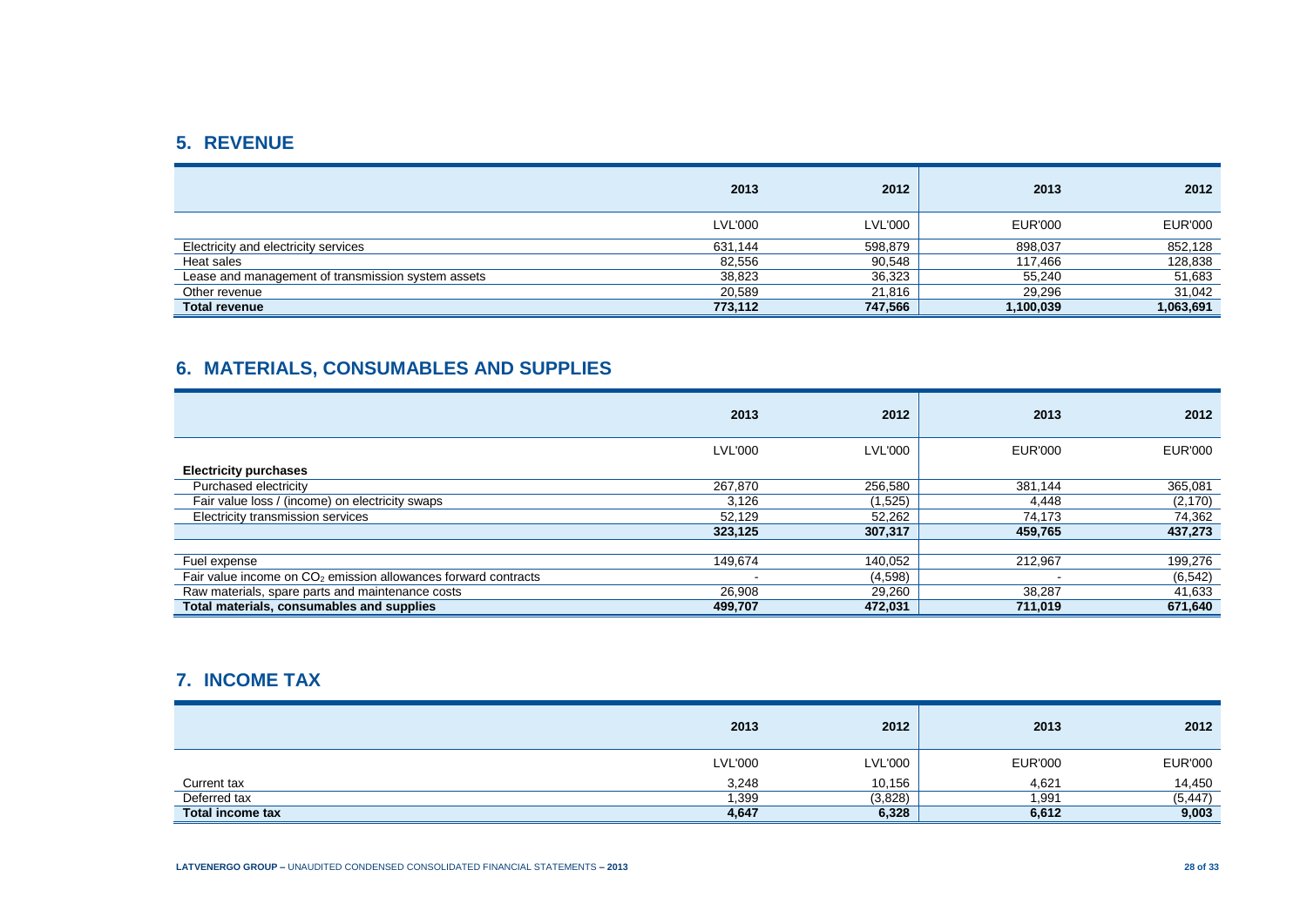## 5. REVENUE

| | 2013 | 2012 | 2013 | 2012 |
|---|---|---|---|---|
| | LVL'000 | LVL'000 | EUR'000 | EUR'000 |
| Electricity and electricity services | 631,144 | 598,879 | 898,037 | 852,128 |
| Heat sales | 82,556 | 90,548 | 117,466 | 128,838 |
| Lease and management of transmission system assets | 38,823 | 36,323 | 55,240 | 51,683 |
| Other revenue | 20,589 | 21,816 | 29,296 | 31,042 |
| **Total revenue** | **773,112** | **747,566** | **1,100,039** | **1,063,691** |

## 6. MATERIALS, CONSUMABLES AND SUPPLIES

| | 2013 | 2012 | 2013 | 2012 |
|---|---|---|---|---|
| | LVL'000 | LVL'000 | EUR'000 | EUR'000 |
| **Electricity purchases** | | | | |
| Purchased electricity | 267,870 | 256,580 | 381,144 | 365,081 |
| Fair value loss / (income) on electricity swaps | 3,126 | (1,525) | 4,448 | (2,170) |
| Electricity transmission services | 52,129 | 52,262 | 74,173 | 74,362 |
| | **323,125** | **307,317** | **459,765** | **437,273** |
| Fuel expense | 149,674 | 140,052 | 212,967 | 199,276 |
| Fair value income on $CO_2$ emission allowances forward contracts | - | (4,598) | - | (6,542) |
| Raw materials, spare parts and maintenance costs | 26,908 | 29,260 | 38,287 | 41,633 |
| **Total materials, consumables and supplies** | **499,707** | **472,031** | **711,019** | **671,640** |

## 7. INCOME TAX

| | 2013 | 2012 | 2013 | 2012 |
|---|---|---|---|---|
| | LVL'000 | LVL'000 | EUR'000 | EUR'000 |
| Current tax | 3,248 | 10,156 | 4,621 | 14,450 |
| Deferred tax | 1,399 | (3,828) | 1,991 | (5,447) |
| **Total income tax** | **4,647** | **6,328** | **6,612** | **9,003** |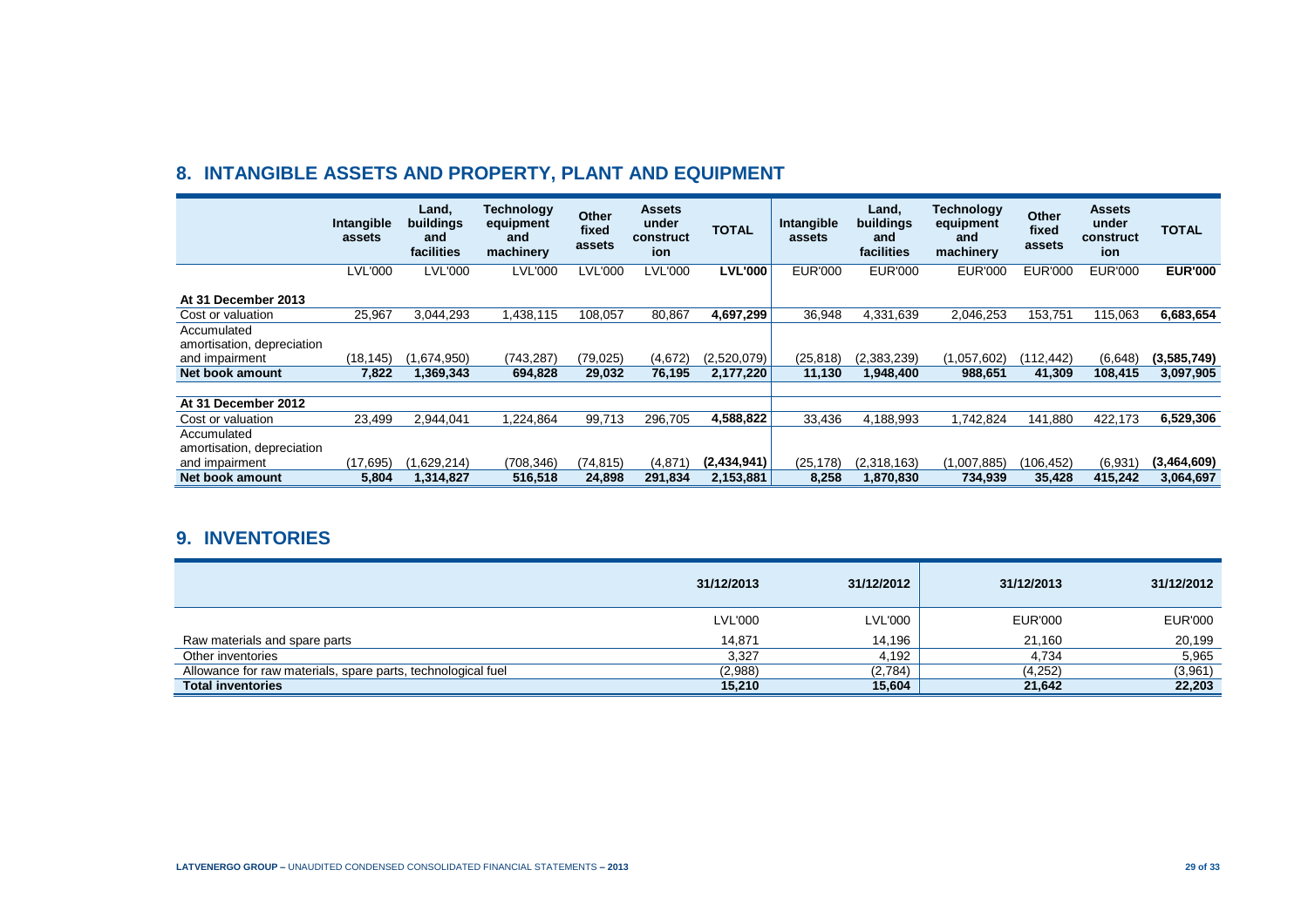## 8. INTANGIBLE ASSETS AND PROPERTY, PLANT AND EQUIPMENT

| | Intangible assets | Land, buildings and facilities | Technology equipment and machinery | Other fixed assets | Assets under construction | TOTAL | Intangible assets | Land, buildings and facilities | Technology equipment and machinery | Other fixed assets | Assets under construction | TOTAL |
|---|---|---|---|---|---|---|---|---|---|---|---|---|
| | LVL'000 | LVL'000 | LVL'000 | LVL'000 | LVL'000 | **LVL'000** | EUR'000 | EUR'000 | EUR'000 | EUR'000 | EUR'000 | **EUR'000** |
| **At 31 December 2013** | | | | | | | | | | | | |
| Cost or valuation | 25,967 | 3,044,293 | 1,438,115 | 108,057 | 80,867 | **4,697,299** | 36,948 | 4,331,639 | 2,046,253 | 153,751 | 115,063 | **6,683,654** |
| Accumulated amortisation, depreciation and impairment | (18,145) | (1,674,950) | (743,287) | (79,025) | (4,672) | (2,520,079) | (25,818) | (2,383,239) | (1,057,602) | (112,442) | (6,648) | **(3,585,749)** |
| **Net book amount** | **7,822** | **1,369,343** | **694,828** | **29,032** | **76,195** | **2,177,220** | **11,130** | **1,948,400** | **988,651** | **41,309** | **108,415** | **3,097,905** |
| **At 31 December 2012** | | | | | | | | | | | | |
| Cost or valuation | 23,499 | 2,944,041 | 1,224,864 | 99,713 | 296,705 | **4,588,822** | 33,436 | 4,188,993 | 1,742,824 | 141,880 | 422,173 | **6,529,306** |
| Accumulated amortisation, depreciation and impairment | (17,695) | (1,629,214) | (708,346) | (74,815) | (4,871) | **(2,434,941)** | (25,178) | (2,318,163) | (1,007,885) | (106,452) | (6,931) | **(3,464,609)** |
| **Net book amount** | **5,804** | **1,314,827** | **516,518** | **24,898** | **291,834** | **2,153,881** | **8,258** | **1,870,830** | **734,939** | **35,428** | **415,242** | **3,064,697** |

## 9. INVENTORIES

| | 31/12/2013 | 31/12/2012 | 31/12/2013 | 31/12/2012 |
|---|---|---|---|---|
| | LVL'000 | LVL'000 | EUR'000 | EUR'000 |
| Raw materials and spare parts | 14,871 | 14,196 | 21,160 | 20,199 |
| Other inventories | 3,327 | 4,192 | 4,734 | 5,965 |
| Allowance for raw materials, spare parts, technological fuel | (2,988) | (2,784) | (4,252) | (3,961) |
| **Total inventories** | **15,210** | **15,604** | **21,642** | **22,203** |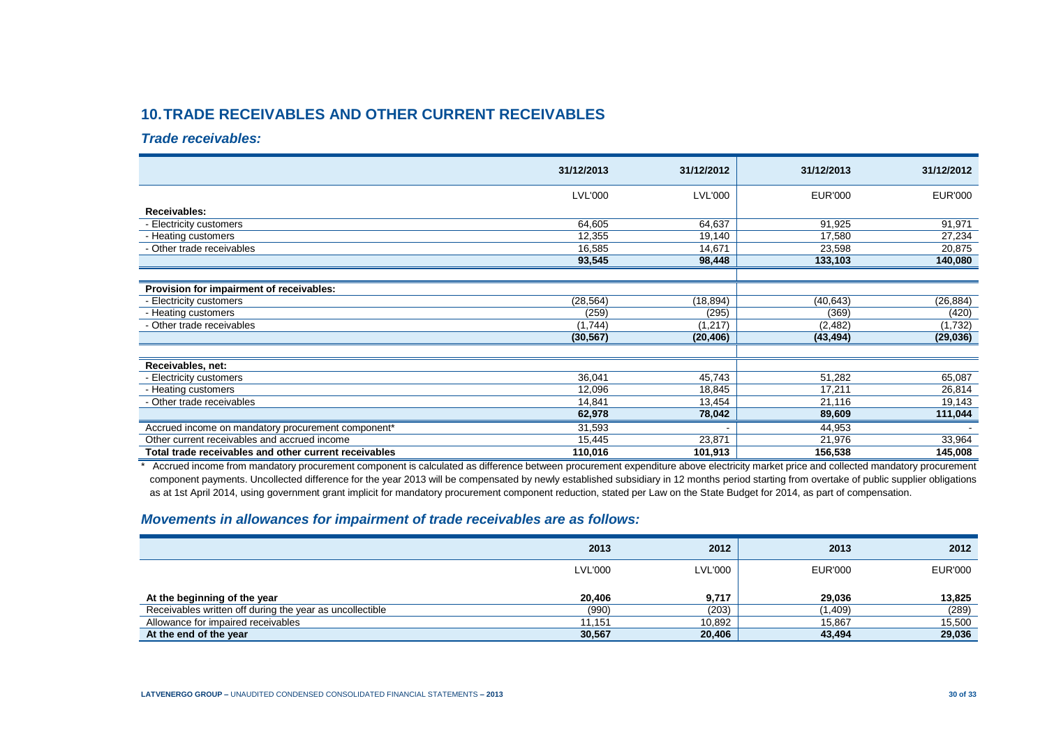## 10. TRADE RECEIVABLES AND OTHER CURRENT RECEIVABLES

### *Trade receivables:*

| | 31/12/2013 | 31/12/2012 | 31/12/2013 | 31/12/2012 |
|---|---|---|---|---|
| | LVL'000 | LVL'000 | EUR'000 | EUR'000 |
| **Receivables:** | | | | |
| - Electricity customers | 64,605 | 64,637 | 91,925 | 91,971 |
| - Heating customers | 12,355 | 19,140 | 17,580 | 27,234 |
| - Other trade receivables | 16,585 | 14,671 | 23,598 | 20,875 |
| | **93,545** | **98,448** | **133,103** | **140,080** |
| **Provision for impairment of receivables:** | | | | |
| - Electricity customers | (28,564) | (18,894) | (40,643) | (26,884) |
| - Heating customers | (259) | (295) | (369) | (420) |
| - Other trade receivables | (1,744) | (1,217) | (2,482) | (1,732) |
| | **(30,567)** | **(20,406)** | **(43,494)** | **(29,036)** |
| **Receivables, net:** | | | | |
| - Electricity customers | 36,041 | 45,743 | 51,282 | 65,087 |
| - Heating customers | 12,096 | 18,845 | 17,211 | 26,814 |
| - Other trade receivables | 14,841 | 13,454 | 21,116 | 19,143 |
| | **62,978** | **78,042** | **89,609** | **111,044** |
| Accrued income on mandatory procurement component* | 31,593 | - | 44,953 | - |
| Other current receivables and accrued income | 15,445 | 23,871 | 21,976 | 33,964 |
| **Total trade receivables and other current receivables** | **110,016** | **101,913** | **156,538** | **145,008** |

\* Accrued income from mandatory procurement component is calculated as difference between procurement expenditure above electricity market price and collected mandatory procurement component payments. Uncollected difference for the year 2013 will be compensated by newly established subsidiary in 12 months period starting from overtake of public supplier obligations as at 1st April 2014, using government grant implicit for mandatory procurement component reduction, stated per Law on the State Budget for 2014, as part of compensation.

### *Movements in allowances for impairment of trade receivables are as follows:*

| | 2013 | 2012 | 2013 | 2012 |
|---|---|---|---|---|
| | LVL'000 | LVL'000 | EUR'000 | EUR'000 |
| **At the beginning of the year** | **20,406** | **9,717** | **29,036** | **13,825** |
| Receivables written off during the year as uncollectible | (990) | (203) | (1,409) | (289) |
| Allowance for impaired receivables | 11,151 | 10,892 | 15,867 | 15,500 |
| **At the end of the year** | **30,567** | **20,406** | **43,494** | **29,036** |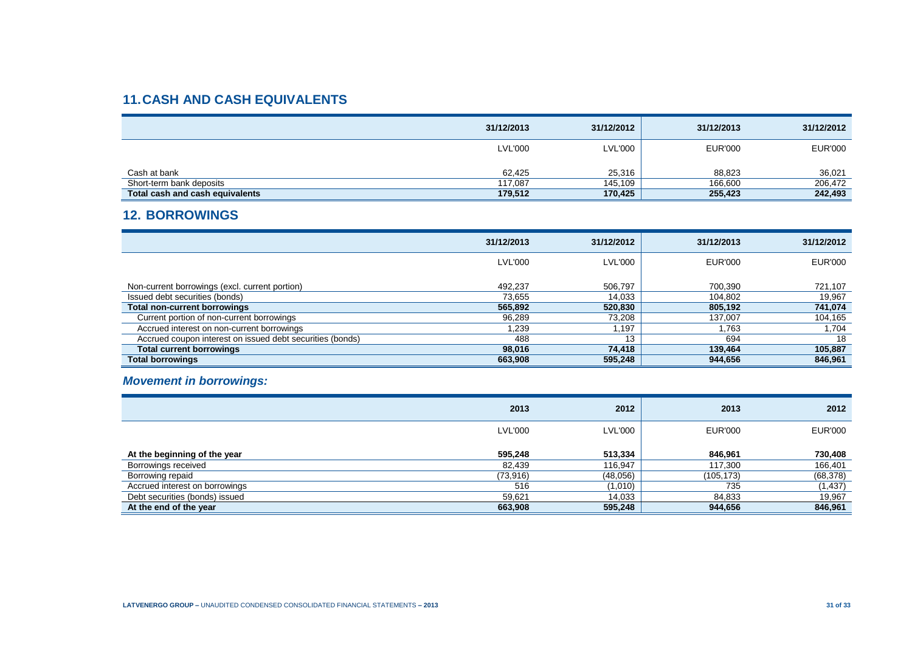## 11. CASH AND CASH EQUIVALENTS

| | 31/12/2013 | 31/12/2012 | 31/12/2013 | 31/12/2012 |
|---|---|---|---|---|
| | LVL'000 | LVL'000 | EUR'000 | EUR'000 |
| Cash at bank | 62,425 | 25,316 | 88,823 | 36,021 |
| Short-term bank deposits | 117,087 | 145,109 | 166,600 | 206,472 |
| **Total cash and cash equivalents** | **179,512** | **170,425** | **255,423** | **242,493** |

## 12. BORROWINGS

| | 31/12/2013 | 31/12/2012 | 31/12/2013 | 31/12/2012 |
|---|---|---|---|---|
| | LVL'000 | LVL'000 | EUR'000 | EUR'000 |
| Non-current borrowings (excl. current portion) | 492,237 | 506,797 | 700,390 | 721,107 |
| Issued debt securities (bonds) | 73,655 | 14,033 | 104,802 | 19,967 |
| **Total non-current borrowings** | **565,892** | **520,830** | **805,192** | **741,074** |
| Current portion of non-current borrowings | 96,289 | 73,208 | 137,007 | 104,165 |
| Accrued interest on non-current borrowings | 1,239 | 1,197 | 1,763 | 1,704 |
| Accrued coupon interest on issued debt securities (bonds) | 488 | 13 | 694 | 18 |
| **Total current borrowings** | **98,016** | **74,418** | **139,464** | **105,887** |
| **Total borrowings** | **663,908** | **595,248** | **944,656** | **846,961** |

### *Movement in borrowings:*

| | 2013 | 2012 | 2013 | 2012 |
|---|---|---|---|---|
| | LVL'000 | LVL'000 | EUR'000 | EUR'000 |
| **At the beginning of the year** | **595,248** | **513,334** | **846,961** | **730,408** |
| Borrowings received | 82,439 | 116,947 | 117,300 | 166,401 |
| Borrowing repaid | (73,916) | (48,056) | (105,173) | (68,378) |
| Accrued interest on borrowings | 516 | (1,010) | 735 | (1,437) |
| Debt securities (bonds) issued | 59,621 | 14,033 | 84,833 | 19,967 |
| **At the end of the year** | **663,908** | **595,248** | **944,656** | **846,961** |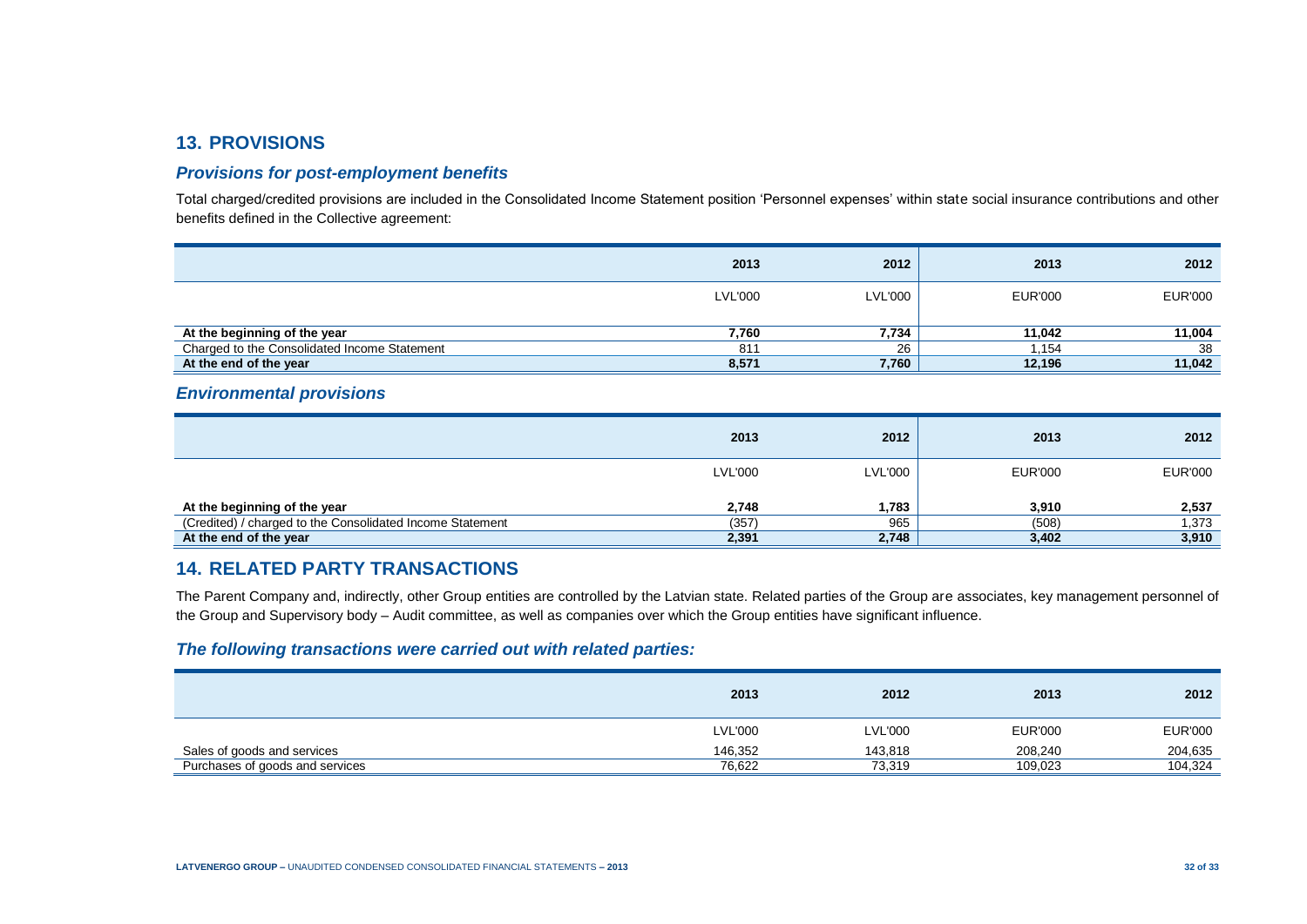## 13. PROVISIONS

### *Provisions for post-employment benefits*

Total charged/credited provisions are included in the Consolidated Income Statement position 'Personnel expenses' within state social insurance contributions and other benefits defined in the Collective agreement:

| | 2013 | 2012 | 2013 | 2012 |
|---|---|---|---|---|
| | LVL'000 | LVL'000 | EUR'000 | EUR'000 |
| **At the beginning of the year** | **7,760** | **7,734** | **11,042** | **11,004** |
| Charged to the Consolidated Income Statement | 811 | 26 | 1,154 | 38 |
| **At the end of the year** | **8,571** | **7,760** | **12,196** | **11,042** |

### *Environmental provisions*

| | 2013 | 2012 | 2013 | 2012 |
|---|---|---|---|---|
| | LVL'000 | LVL'000 | EUR'000 | EUR'000 |
| **At the beginning of the year** | **2,748** | **1,783** | **3,910** | **2,537** |
| (Credited) / charged to the Consolidated Income Statement | (357) | 965 | (508) | 1,373 |
| **At the end of the year** | **2,391** | **2,748** | **3,402** | **3,910** |

## 14. RELATED PARTY TRANSACTIONS

The Parent Company and, indirectly, other Group entities are controlled by the Latvian state. Related parties of the Group are associates, key management personnel of the Group and Supervisory body – Audit committee, as well as companies over which the Group entities have significant influence.

### *The following transactions were carried out with related parties:*

| | 2013 | 2012 | 2013 | 2012 |
|---|---|---|---|---|
| | LVL'000 | LVL'000 | EUR'000 | EUR'000 |
| Sales of goods and services | 146,352 | 143,818 | 208,240 | 204,635 |
| Purchases of goods and services | 76,622 | 73,319 | 109,023 | 104,324 |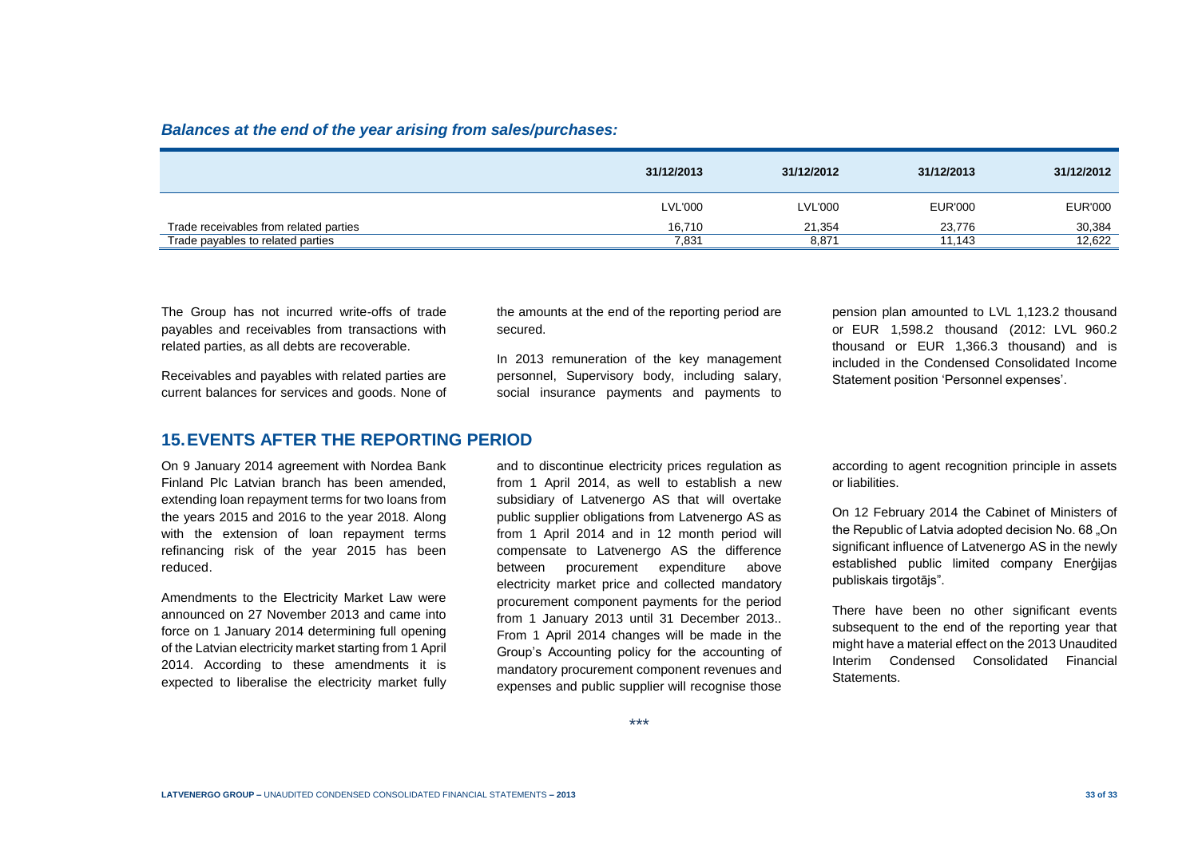### *Balances at the end of the year arising from sales/purchases:*

| | 31/12/2013 | 31/12/2012 | 31/12/2013 | 31/12/2012 |
|---|---|---|---|---|
| | LVL'000 | LVL'000 | EUR'000 | EUR'000 |
| Trade receivables from related parties | 16,710 | 21,354 | 23,776 | 30,384 |
| Trade payables to related parties | 7,831 | 8,871 | 11,143 | 12,622 |

The Group has not incurred write-offs of trade payables and receivables from transactions with related parties, as all debts are recoverable.

Receivables and payables with related parties are current balances for services and goods. None of the amounts at the end of the reporting period are secured.

In 2013 remuneration of the key management personnel, Supervisory body, including salary, social insurance payments and payments to pension plan amounted to LVL 1,123.2 thousand or EUR 1,598.2 thousand (2012: LVL 960.2 thousand or EUR 1,366.3 thousand) and is included in the Condensed Consolidated Income Statement position 'Personnel expenses'.

## 15. EVENTS AFTER THE REPORTING PERIOD

On 9 January 2014 agreement with Nordea Bank Finland Plc Latvian branch has been amended, extending loan repayment terms for two loans from the years 2015 and 2016 to the year 2018. Along with the extension of loan repayment terms refinancing risk of the year 2015 has been reduced.

Amendments to the Electricity Market Law were announced on 27 November 2013 and came into force on 1 January 2014 determining full opening of the Latvian electricity market starting from 1 April 2014. According to these amendments it is expected to liberalise the electricity market fully and to discontinue electricity prices regulation as from 1 April 2014, as well to establish a new subsidiary of Latvenergo AS that will overtake public supplier obligations from Latvenergo AS as from 1 April 2014 and in 12 month period will compensate to Latvenergo AS the difference between procurement expenditure above electricity market price and collected mandatory procurement component payments for the period from 1 January 2013 until 31 December 2013.. From 1 April 2014 changes will be made in the Group's Accounting policy for the accounting of mandatory procurement component revenues and expenses and public supplier will recognise those according to agent recognition principle in assets or liabilities.

On 12 February 2014 the Cabinet of Ministers of the Republic of Latvia adopted decision No. 68 „On significant influence of Latvenergo AS in the newly established public limited company Enerģijas publiskais tirgotājs".

There have been no other significant events subsequent to the end of the reporting year that might have a material effect on the 2013 Unaudited Interim Condensed Consolidated Financial Statements.

\*\*\*